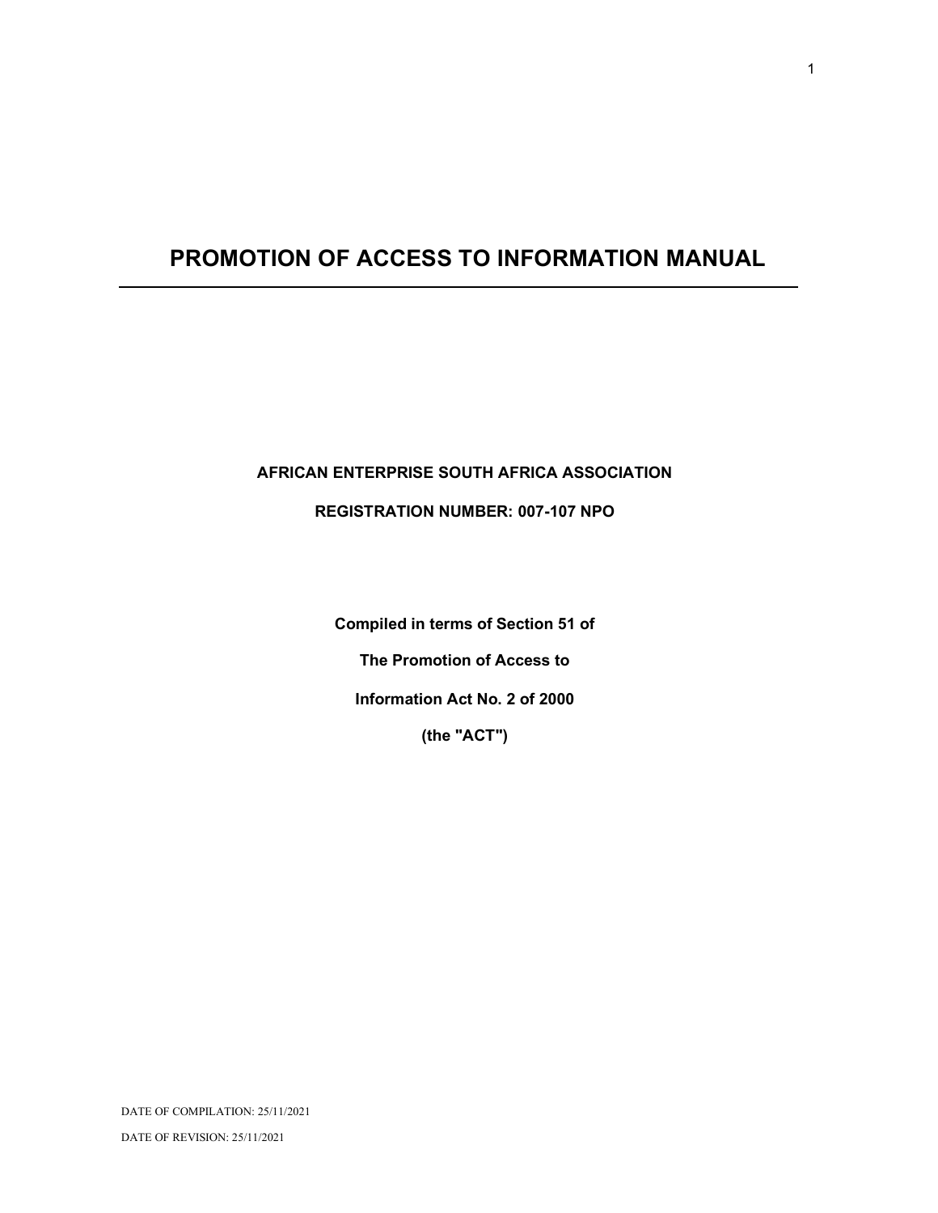# PROMOTION OF ACCESS TO INFORMATION MANUAL

**AFRICAN ENTERPRISE SOUTH AFRICA ASSOCIATION**

**REGISTRATION NUMBER: 007-107 NPO**

**Compiled in terms of Section 51 of**

**The Promotion of Access to**

**Information Act No. 2 of 2000**

**(the "ACT")**

DATE OF COMPILATION: 25/11/2021

DATE OF REVISION: 25/11/2021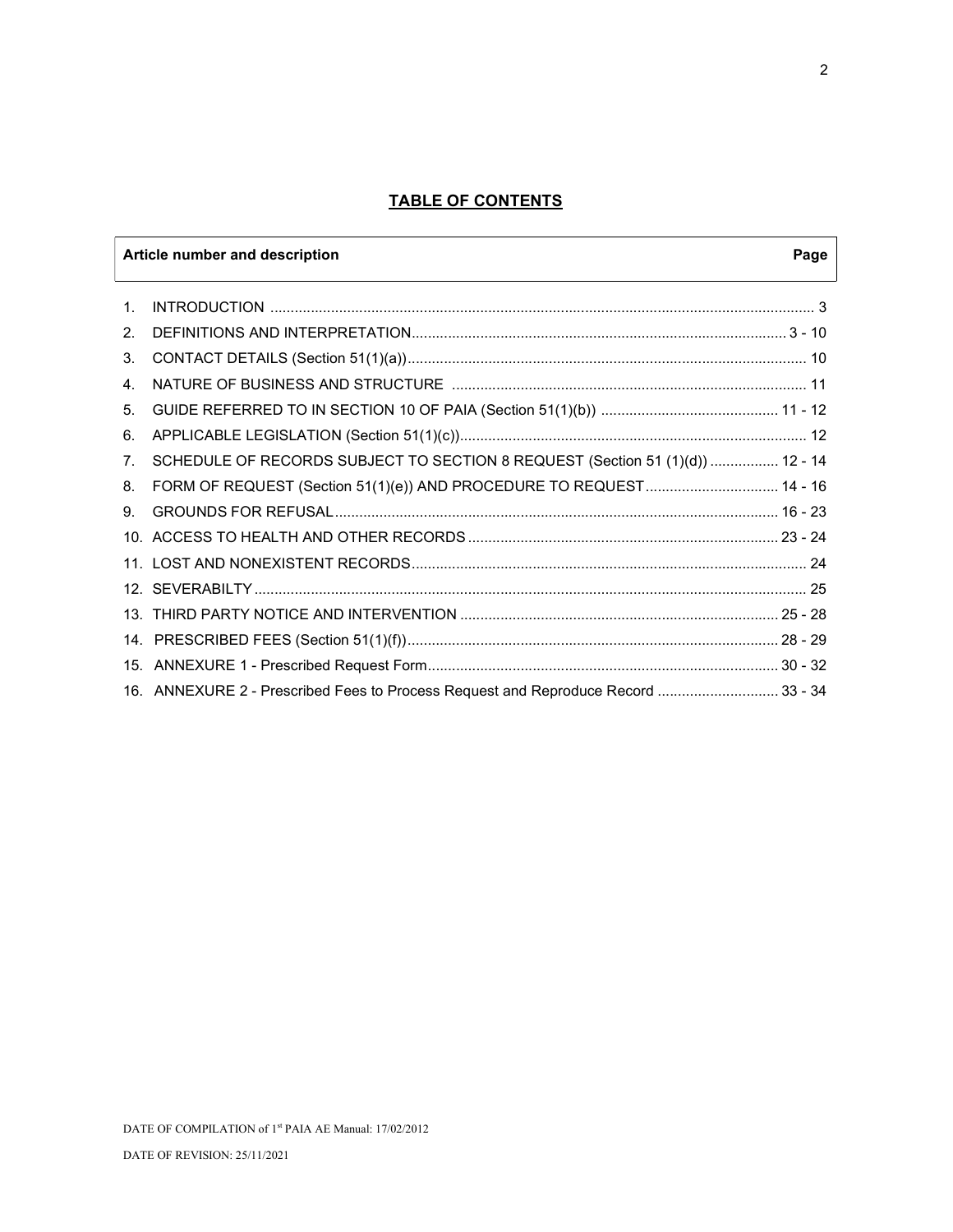## TABLE OF CONTENTS

| Article number and description | Page |
|---|---|
| 1. INTRODUCTION | 3 |
| 2. DEFINITIONS AND INTERPRETATION | 3 - 10 |
| 3. CONTACT DETAILS (Section 51(1)(a)) | 10 |
| 4. NATURE OF BUSINESS AND STRUCTURE | 11 |
| 5. GUIDE REFERRED TO IN SECTION 10 OF PAIA (Section 51(1)(b)) | 11 - 12 |
| 6. APPLICABLE LEGISLATION (Section 51(1)(c)) | 12 |
| 7. SCHEDULE OF RECORDS SUBJECT TO SECTION 8 REQUEST (Section 51 (1)(d)) | 12 - 14 |
| 8. FORM OF REQUEST (Section 51(1)(e)) AND PROCEDURE TO REQUEST | 14 - 16 |
| 9. GROUNDS FOR REFUSAL | 16 - 23 |
| 10. ACCESS TO HEALTH AND OTHER RECORDS | 23 - 24 |
| 11. LOST AND NONEXISTENT RECORDS | 24 |
| 12. SEVERABILTY | 25 |
| 13. THIRD PARTY NOTICE AND INTERVENTION | 25 - 28 |
| 14. PRESCRIBED FEES (Section 51(1)(f)) | 28 - 29 |
| 15. ANNEXURE 1 - Prescribed Request Form | 30 - 32 |
| 16. ANNEXURE 2 - Prescribed Fees to Process Request and Reproduce Record | 33 - 34 |

DATE OF COMPILATION of 1st PAIA AE Manual: 17/02/2012

DATE OF REVISION: 25/11/2021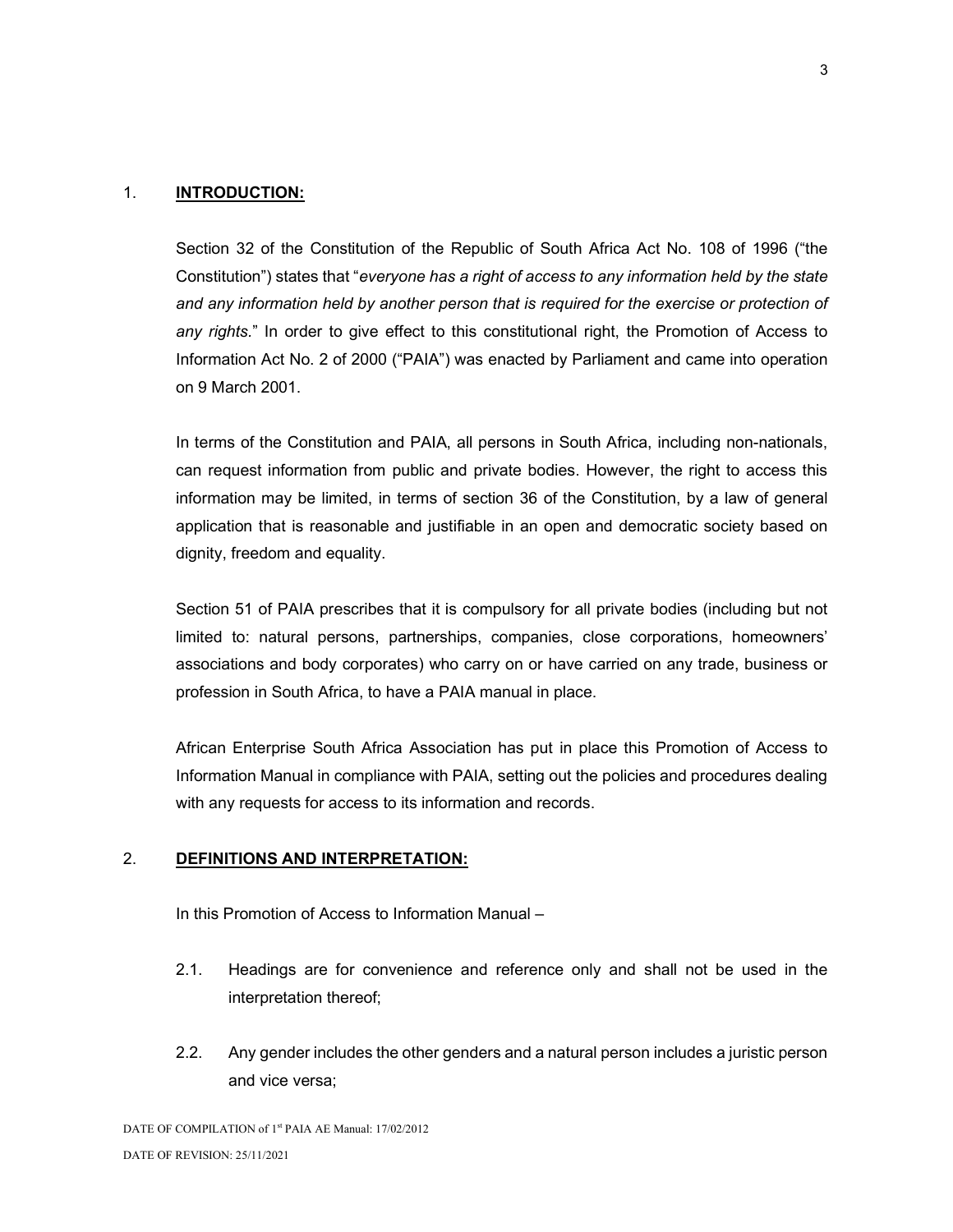## 1. **INTRODUCTION:**

Section 32 of the Constitution of the Republic of South Africa Act No. 108 of 1996 ("the Constitution") states that "*everyone has a right of access to any information held by the state and any information held by another person that is required for the exercise or protection of any rights.*" In order to give effect to this constitutional right, the Promotion of Access to Information Act No. 2 of 2000 ("PAIA") was enacted by Parliament and came into operation on 9 March 2001.

In terms of the Constitution and PAIA, all persons in South Africa, including non-nationals, can request information from public and private bodies. However, the right to access this information may be limited, in terms of section 36 of the Constitution, by a law of general application that is reasonable and justifiable in an open and democratic society based on dignity, freedom and equality.

Section 51 of PAIA prescribes that it is compulsory for all private bodies (including but not limited to: natural persons, partnerships, companies, close corporations, homeowners' associations and body corporates) who carry on or have carried on any trade, business or profession in South Africa, to have a PAIA manual in place.

African Enterprise South Africa Association has put in place this Promotion of Access to Information Manual in compliance with PAIA, setting out the policies and procedures dealing with any requests for access to its information and records.

## 2. **DEFINITIONS AND INTERPRETATION:**

In this Promotion of Access to Information Manual –

2.1. Headings are for convenience and reference only and shall not be used in the interpretation thereof;

2.2. Any gender includes the other genders and a natural person includes a juristic person and vice versa;

DATE OF COMPILATION of 1st PAIA AE Manual: 17/02/2012

DATE OF REVISION: 25/11/2021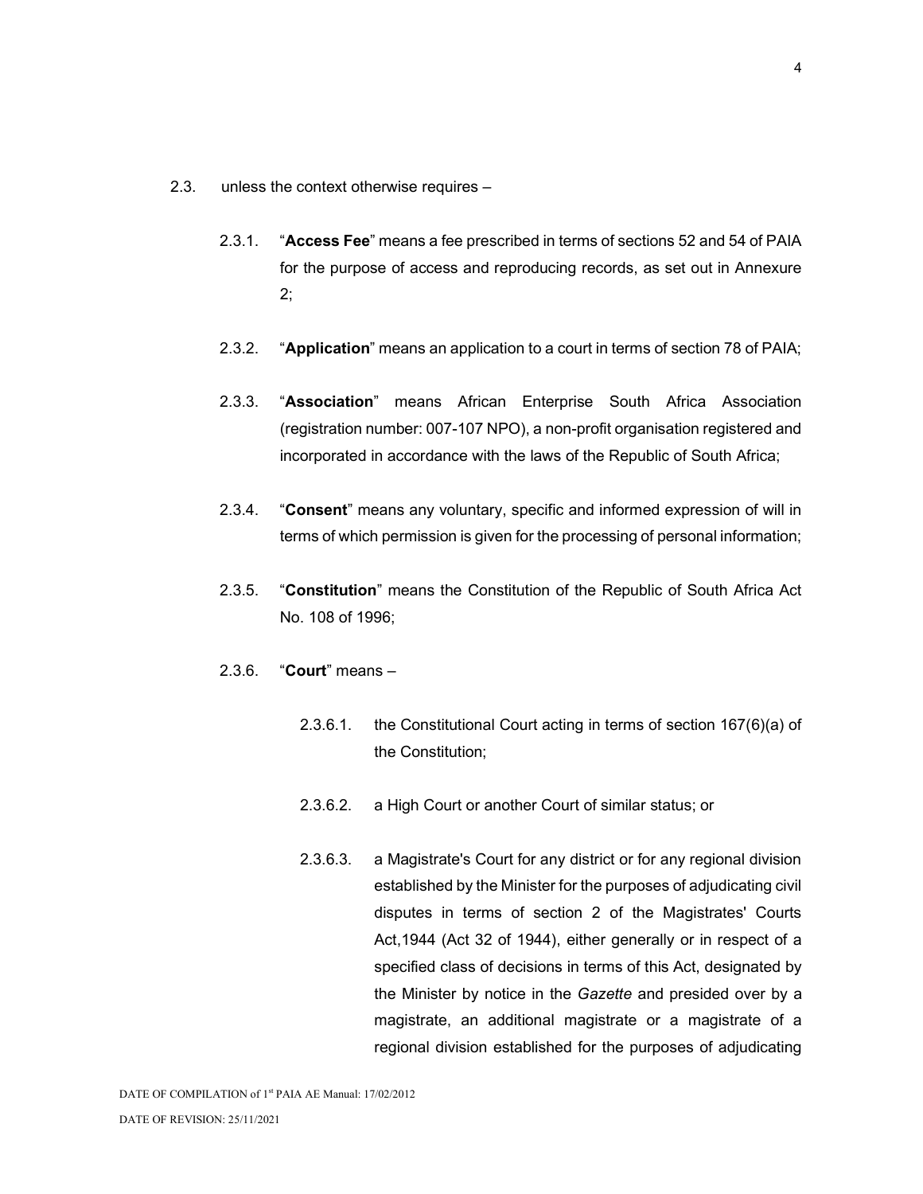2.3. unless the context otherwise requires –

2.3.1. "**Access Fee**" means a fee prescribed in terms of sections 52 and 54 of PAIA for the purpose of access and reproducing records, as set out in Annexure 2;

2.3.2. "**Application**" means an application to a court in terms of section 78 of PAIA;

2.3.3. "**Association**" means African Enterprise South Africa Association (registration number: 007-107 NPO), a non-profit organisation registered and incorporated in accordance with the laws of the Republic of South Africa;

2.3.4. "**Consent**" means any voluntary, specific and informed expression of will in terms of which permission is given for the processing of personal information;

2.3.5. "**Constitution**" means the Constitution of the Republic of South Africa Act No. 108 of 1996;

2.3.6. "**Court**" means –

2.3.6.1. the Constitutional Court acting in terms of section 167(6)(a) of the Constitution;

2.3.6.2. a High Court or another Court of similar status; or

2.3.6.3. a Magistrate's Court for any district or for any regional division established by the Minister for the purposes of adjudicating civil disputes in terms of section 2 of the Magistrates' Courts Act,1944 (Act 32 of 1944), either generally or in respect of a specified class of decisions in terms of this Act, designated by the Minister by notice in the *Gazette* and presided over by a magistrate, an additional magistrate or a magistrate of a regional division established for the purposes of adjudicating

DATE OF COMPILATION of 1st PAIA AE Manual: 17/02/2012

DATE OF REVISION: 25/11/2021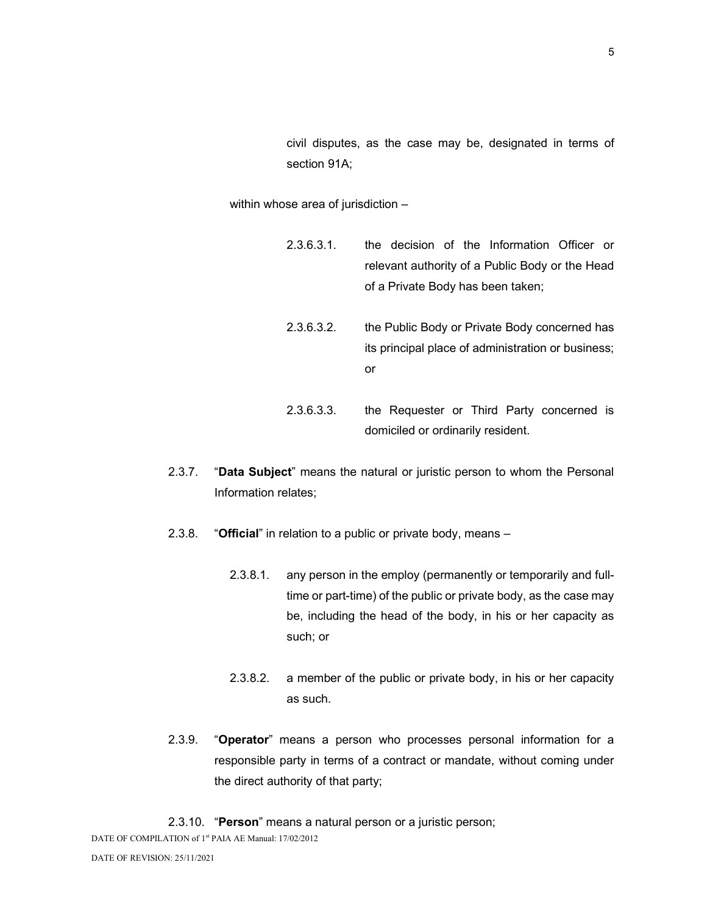civil disputes, as the case may be, designated in terms of section 91A;

within whose area of jurisdiction –

2.3.6.3.1. the decision of the Information Officer or relevant authority of a Public Body or the Head of a Private Body has been taken;

2.3.6.3.2. the Public Body or Private Body concerned has its principal place of administration or business; or

2.3.6.3.3. the Requester or Third Party concerned is domiciled or ordinarily resident.

2.3.7. "**Data Subject**" means the natural or juristic person to whom the Personal Information relates;

2.3.8. "**Official**" in relation to a public or private body, means –

2.3.8.1. any person in the employ (permanently or temporarily and full-time or part-time) of the public or private body, as the case may be, including the head of the body, in his or her capacity as such; or

2.3.8.2. a member of the public or private body, in his or her capacity as such.

2.3.9. "**Operator**" means a person who processes personal information for a responsible party in terms of a contract or mandate, without coming under the direct authority of that party;

2.3.10. "**Person**" means a natural person or a juristic person;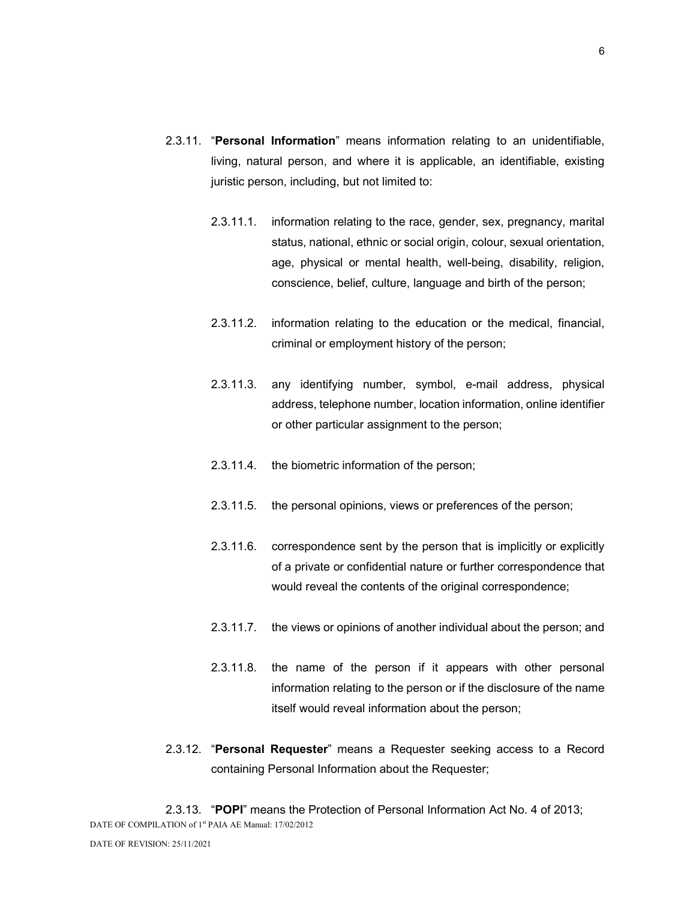2.3.11. "**Personal Information**" means information relating to an unidentifiable, living, natural person, and where it is applicable, an identifiable, existing juristic person, including, but not limited to:

2.3.11.1. information relating to the race, gender, sex, pregnancy, marital status, national, ethnic or social origin, colour, sexual orientation, age, physical or mental health, well-being, disability, religion, conscience, belief, culture, language and birth of the person;

2.3.11.2. information relating to the education or the medical, financial, criminal or employment history of the person;

2.3.11.3. any identifying number, symbol, e-mail address, physical address, telephone number, location information, online identifier or other particular assignment to the person;

2.3.11.4. the biometric information of the person;

2.3.11.5. the personal opinions, views or preferences of the person;

2.3.11.6. correspondence sent by the person that is implicitly or explicitly of a private or confidential nature or further correspondence that would reveal the contents of the original correspondence;

2.3.11.7. the views or opinions of another individual about the person; and

2.3.11.8. the name of the person if it appears with other personal information relating to the person or if the disclosure of the name itself would reveal information about the person;

2.3.12. "**Personal Requester**" means a Requester seeking access to a Record containing Personal Information about the Requester;

2.3.13. "**POPI**" means the Protection of Personal Information Act No. 4 of 2013;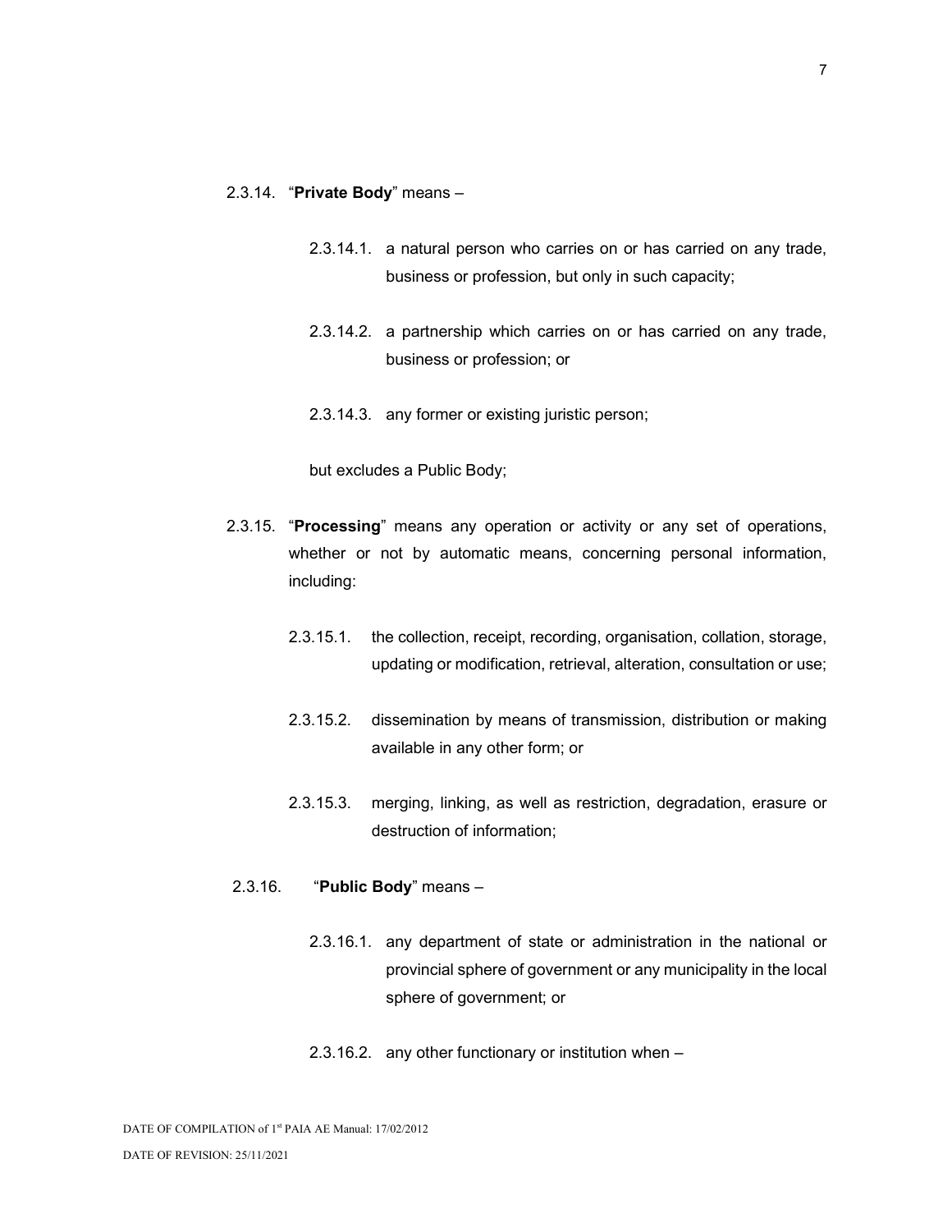2.3.14. "**Private Body**" means –

2.3.14.1. a natural person who carries on or has carried on any trade, business or profession, but only in such capacity;

2.3.14.2. a partnership which carries on or has carried on any trade, business or profession; or

2.3.14.3. any former or existing juristic person;

but excludes a Public Body;

2.3.15. "**Processing**" means any operation or activity or any set of operations, whether or not by automatic means, concerning personal information, including:

2.3.15.1. the collection, receipt, recording, organisation, collation, storage, updating or modification, retrieval, alteration, consultation or use;

2.3.15.2. dissemination by means of transmission, distribution or making available in any other form; or

2.3.15.3. merging, linking, as well as restriction, degradation, erasure or destruction of information;

2.3.16. "**Public Body**" means –

2.3.16.1. any department of state or administration in the national or provincial sphere of government or any municipality in the local sphere of government; or

2.3.16.2. any other functionary or institution when –

DATE OF COMPILATION of 1st PAIA AE Manual: 17/02/2012

DATE OF REVISION: 25/11/2021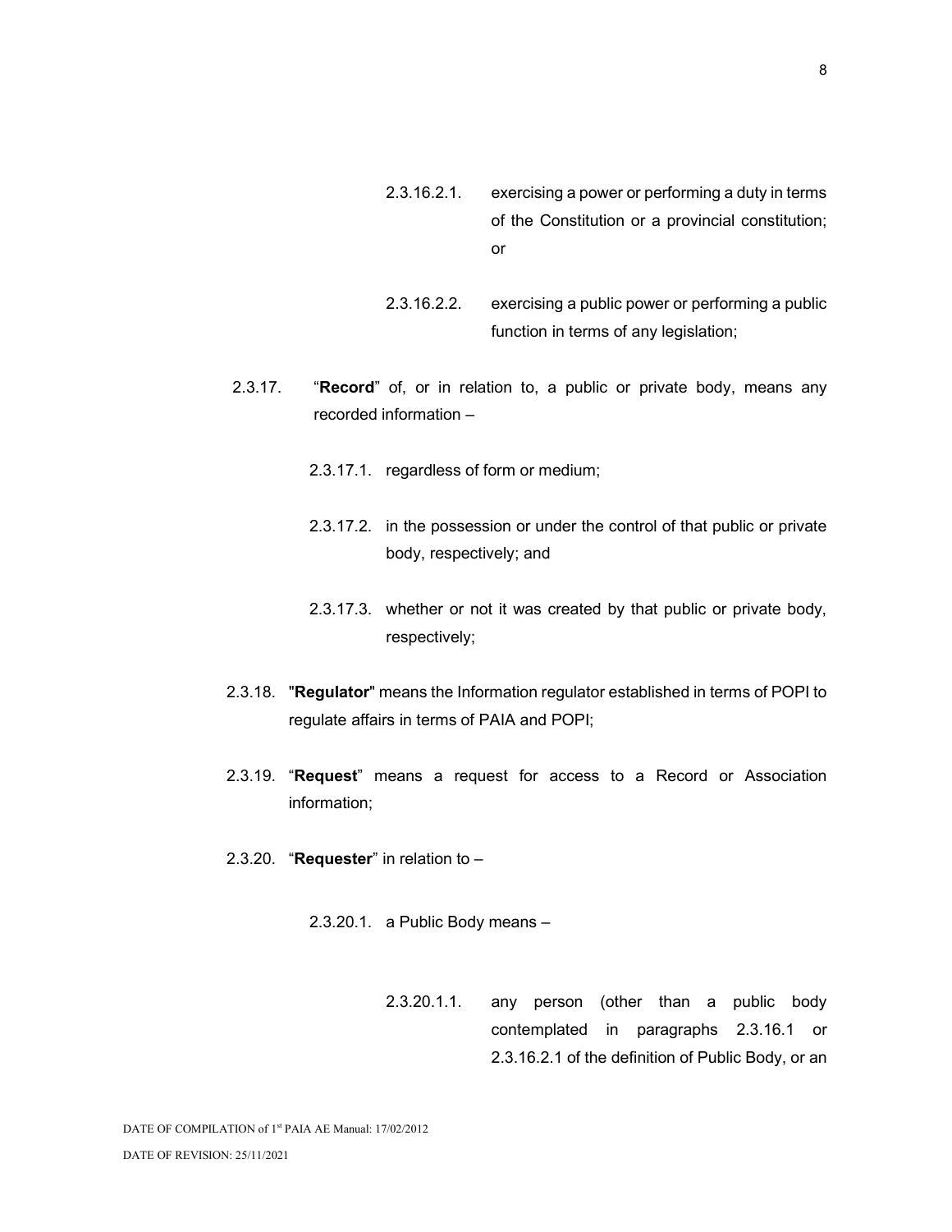2.3.16.2.1. exercising a power or performing a duty in terms of the Constitution or a provincial constitution; or

2.3.16.2.2. exercising a public power or performing a public function in terms of any legislation;

2.3.17. "**Record**" of, or in relation to, a public or private body, means any recorded information –

2.3.17.1. regardless of form or medium;

2.3.17.2. in the possession or under the control of that public or private body, respectively; and

2.3.17.3. whether or not it was created by that public or private body, respectively;

2.3.18. "**Regulator**" means the Information regulator established in terms of POPI to regulate affairs in terms of PAIA and POPI;

2.3.19. "**Request**" means a request for access to a Record or Association information;

2.3.20. "**Requester**" in relation to –

2.3.20.1. a Public Body means –

2.3.20.1.1. any person (other than a public body contemplated in paragraphs 2.3.16.1 or 2.3.16.2.1 of the definition of Public Body, or an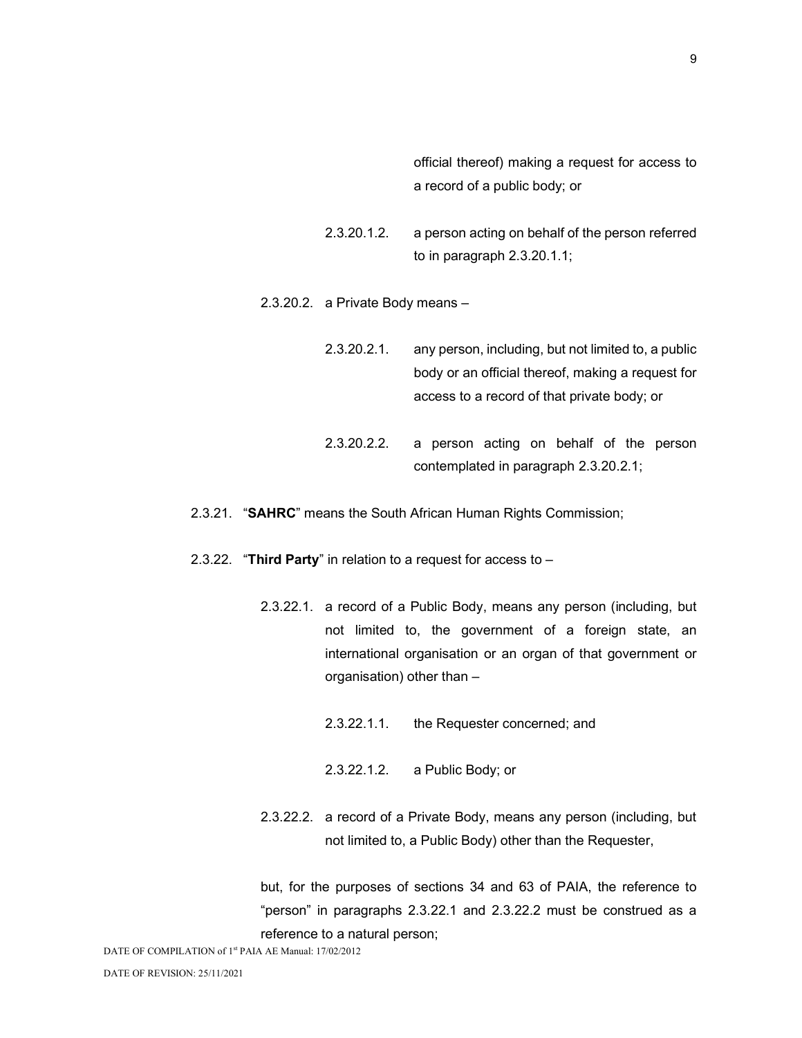official thereof) making a request for access to a record of a public body; or

2.3.20.1.2. a person acting on behalf of the person referred to in paragraph 2.3.20.1.1;

2.3.20.2. a Private Body means –

2.3.20.2.1. any person, including, but not limited to, a public body or an official thereof, making a request for access to a record of that private body; or

2.3.20.2.2. a person acting on behalf of the person contemplated in paragraph 2.3.20.2.1;

2.3.21. "**SAHRC**" means the South African Human Rights Commission;

2.3.22. "**Third Party**" in relation to a request for access to –

2.3.22.1. a record of a Public Body, means any person (including, but not limited to, the government of a foreign state, an international organisation or an organ of that government or organisation) other than –

2.3.22.1.1. the Requester concerned; and

2.3.22.1.2. a Public Body; or

2.3.22.2. a record of a Private Body, means any person (including, but not limited to, a Public Body) other than the Requester,

but, for the purposes of sections 34 and 63 of PAIA, the reference to "person" in paragraphs 2.3.22.1 and 2.3.22.2 must be construed as a reference to a natural person;

DATE OF COMPILATION of 1st PAIA AE Manual: 17/02/2012

DATE OF REVISION: 25/11/2021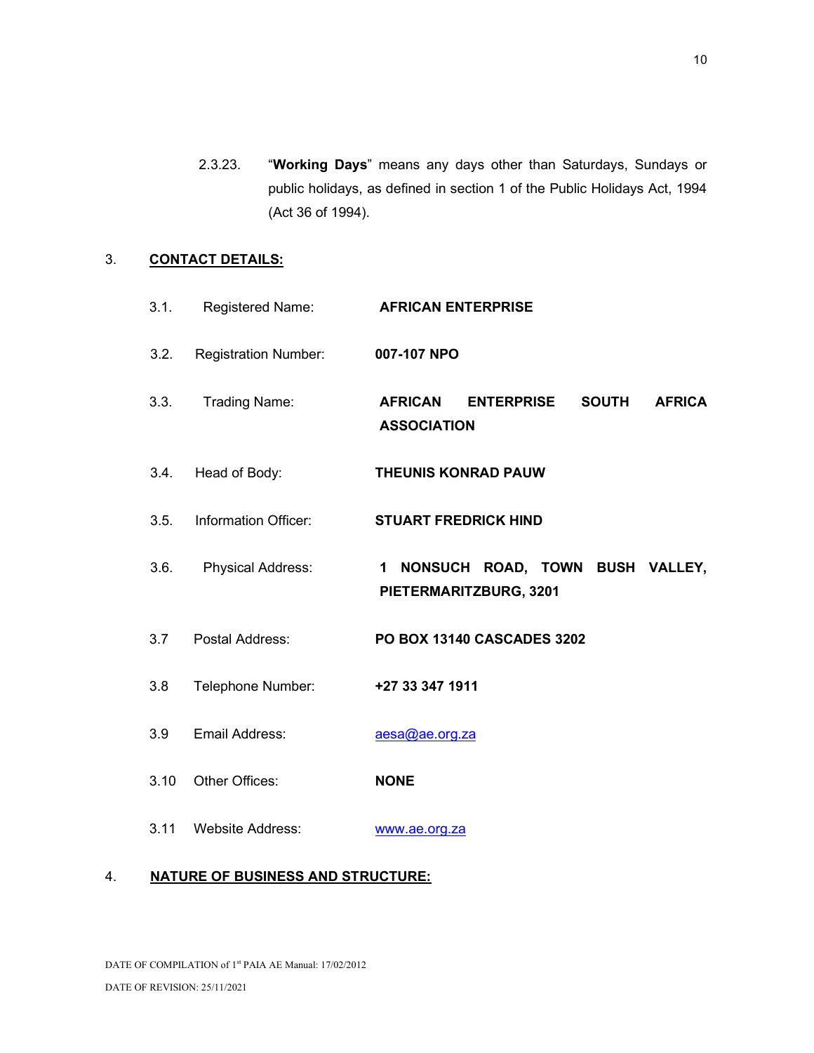2.3.23. "**Working Days**" means any days other than Saturdays, Sundays or public holidays, as defined in section 1 of the Public Holidays Act, 1994 (Act 36 of 1994).

## 3. CONTACT DETAILS:

3.1. Registered Name: **AFRICAN ENTERPRISE**

3.2. Registration Number: **007-107 NPO**

3.3. Trading Name: **AFRICAN ENTERPRISE SOUTH AFRICA ASSOCIATION**

3.4. Head of Body: **THEUNIS KONRAD PAUW**

3.5. Information Officer: **STUART FREDRICK HIND**

3.6. Physical Address: **1 NONSUCH ROAD, TOWN BUSH VALLEY, PIETERMARITZBURG, 3201**

3.7 Postal Address: **PO BOX 13140 CASCADES 3202**

3.8 Telephone Number: **+27 33 347 1911**

3.9 Email Address: aesa@ae.org.za

3.10 Other Offices: **NONE**

3.11 Website Address: www.ae.org.za

## 4. NATURE OF BUSINESS AND STRUCTURE:

DATE OF COMPILATION of 1st PAIA AE Manual: 17/02/2012

DATE OF REVISION: 25/11/2021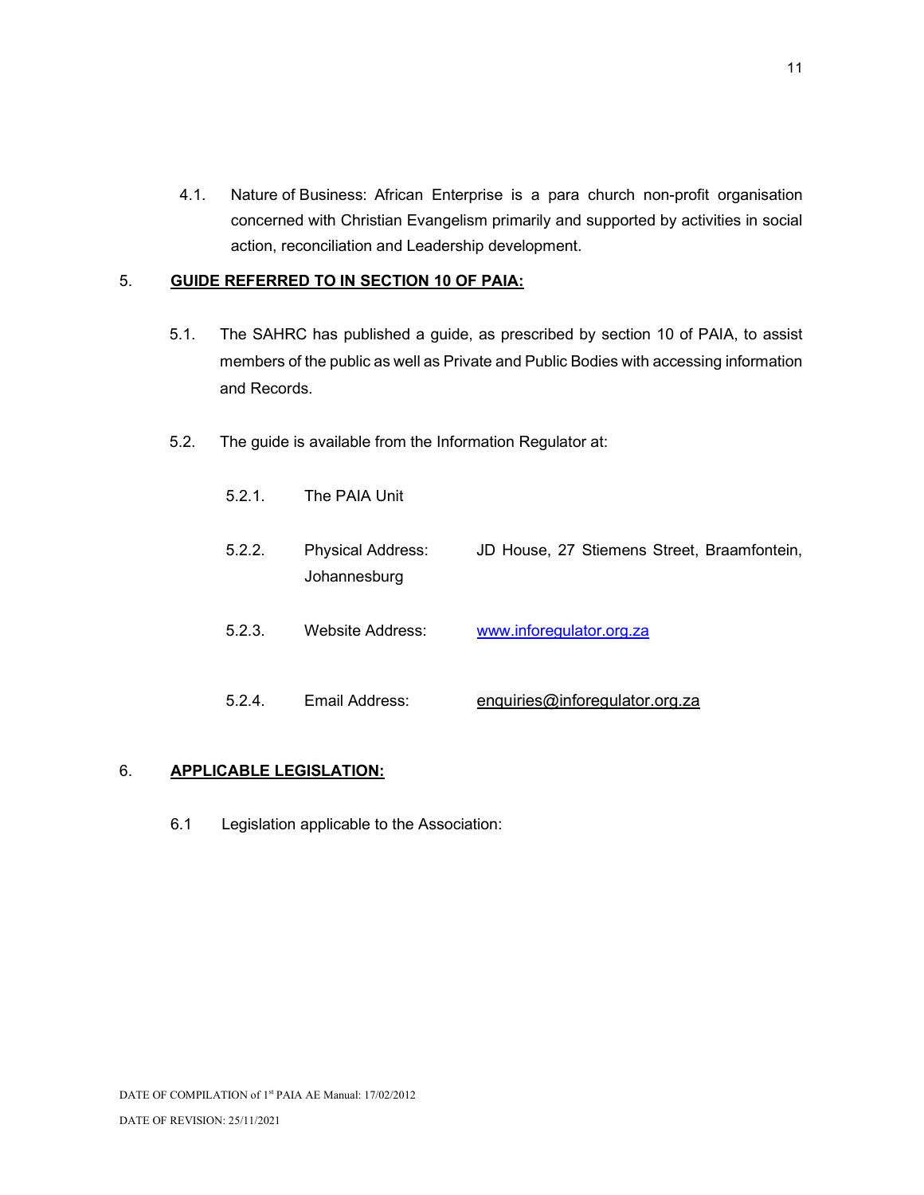4.1. Nature of Business: African Enterprise is a para church non-profit organisation concerned with Christian Evangelism primarily and supported by activities in social action, reconciliation and Leadership development.

## 5. **GUIDE REFERRED TO IN SECTION 10 OF PAIA:**

5.1. The SAHRC has published a guide, as prescribed by section 10 of PAIA, to assist members of the public as well as Private and Public Bodies with accessing information and Records.

5.2. The guide is available from the Information Regulator at:

5.2.1. The PAIA Unit

5.2.2. Physical Address: JD House, 27 Stiemens Street, Braamfontein, Johannesburg

5.2.3. Website Address: www.inforegulator.org.za

5.2.4. Email Address: enquiries@inforegulator.org.za

## 6. **APPLICABLE LEGISLATION:**

6.1 Legislation applicable to the Association:

DATE OF COMPILATION of 1st PAIA AE Manual: 17/02/2012

DATE OF REVISION: 25/11/2021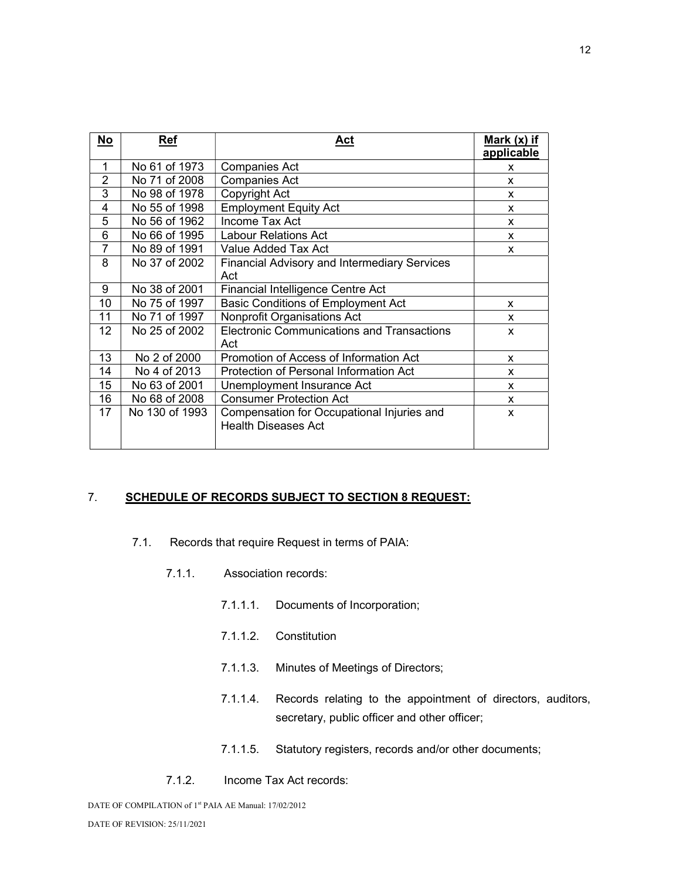| No | Ref | Act | Mark (x) if applicable |
|---|---|---|---|
| 1 | No 61 of 1973 | Companies Act | x |
| 2 | No 71 of 2008 | Companies Act | x |
| 3 | No 98 of 1978 | Copyright Act | x |
| 4 | No 55 of 1998 | Employment Equity Act | x |
| 5 | No 56 of 1962 | Income Tax Act | x |
| 6 | No 66 of 1995 | Labour Relations Act | x |
| 7 | No 89 of 1991 | Value Added Tax Act | x |
| 8 | No 37 of 2002 | Financial Advisory and Intermediary Services Act | |
| 9 | No 38 of 2001 | Financial Intelligence Centre Act | |
| 10 | No 75 of 1997 | Basic Conditions of Employment Act | x |
| 11 | No 71 of 1997 | Nonprofit Organisations Act | x |
| 12 | No 25 of 2002 | Electronic Communications and Transactions Act | x |
| 13 | No 2 of 2000 | Promotion of Access of Information Act | x |
| 14 | No 4 of 2013 | Protection of Personal Information Act | x |
| 15 | No 63 of 2001 | Unemployment Insurance Act | x |
| 16 | No 68 of 2008 | Consumer Protection Act | x |
| 17 | No 130 of 1993 | Compensation for Occupational Injuries and Health Diseases Act | x |

## 7. SCHEDULE OF RECORDS SUBJECT TO SECTION 8 REQUEST:

7.1. Records that require Request in terms of PAIA:

7.1.1. Association records:

7.1.1.1. Documents of Incorporation;

7.1.1.2. Constitution

7.1.1.3. Minutes of Meetings of Directors;

7.1.1.4. Records relating to the appointment of directors, auditors, secretary, public officer and other officer;

7.1.1.5. Statutory registers, records and/or other documents;

7.1.2. Income Tax Act records:

DATE OF COMPILATION of 1st PAIA AE Manual: 17/02/2012

DATE OF REVISION: 25/11/2021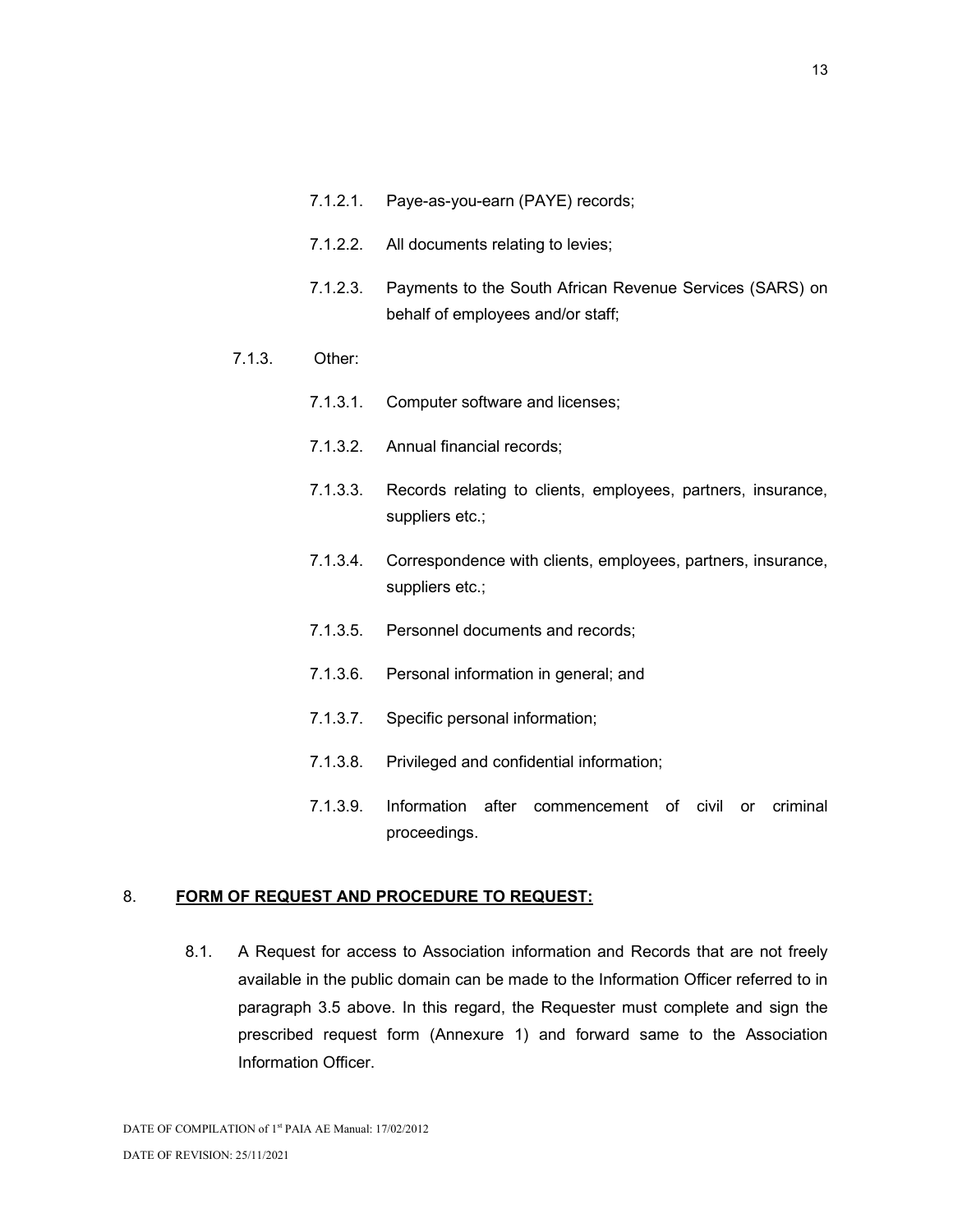7.1.2.1. Paye-as-you-earn (PAYE) records;

7.1.2.2. All documents relating to levies;

7.1.2.3. Payments to the South African Revenue Services (SARS) on behalf of employees and/or staff;

7.1.3. Other:

7.1.3.1. Computer software and licenses;

7.1.3.2. Annual financial records;

7.1.3.3. Records relating to clients, employees, partners, insurance, suppliers etc.;

7.1.3.4. Correspondence with clients, employees, partners, insurance, suppliers etc.;

7.1.3.5. Personnel documents and records;

7.1.3.6. Personal information in general; and

7.1.3.7. Specific personal information;

7.1.3.8. Privileged and confidential information;

7.1.3.9. Information after commencement of civil or criminal proceedings.

## 8. **<u>FORM OF REQUEST AND PROCEDURE TO REQUEST:</u>**

8.1. A Request for access to Association information and Records that are not freely available in the public domain can be made to the Information Officer referred to in paragraph 3.5 above. In this regard, the Requester must complete and sign the prescribed request form (Annexure 1) and forward same to the Association Information Officer.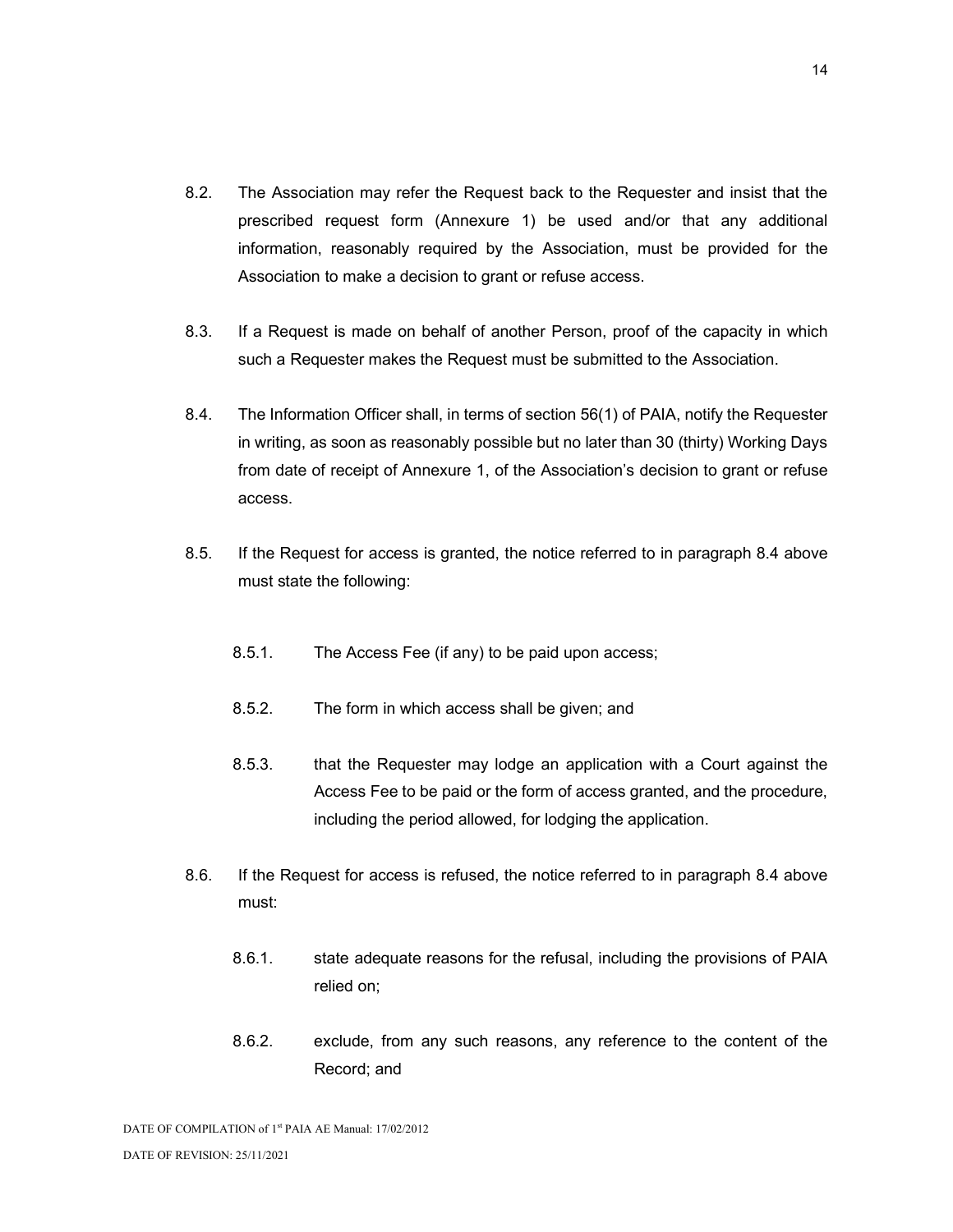8.2. The Association may refer the Request back to the Requester and insist that the prescribed request form (Annexure 1) be used and/or that any additional information, reasonably required by the Association, must be provided for the Association to make a decision to grant or refuse access.

8.3. If a Request is made on behalf of another Person, proof of the capacity in which such a Requester makes the Request must be submitted to the Association.

8.4. The Information Officer shall, in terms of section 56(1) of PAIA, notify the Requester in writing, as soon as reasonably possible but no later than 30 (thirty) Working Days from date of receipt of Annexure 1, of the Association's decision to grant or refuse access.

8.5. If the Request for access is granted, the notice referred to in paragraph 8.4 above must state the following:

   8.5.1. The Access Fee (if any) to be paid upon access;

   8.5.2. The form in which access shall be given; and

   8.5.3. that the Requester may lodge an application with a Court against the Access Fee to be paid or the form of access granted, and the procedure, including the period allowed, for lodging the application.

8.6. If the Request for access is refused, the notice referred to in paragraph 8.4 above must:

   8.6.1. state adequate reasons for the refusal, including the provisions of PAIA relied on;

   8.6.2. exclude, from any such reasons, any reference to the content of the Record; and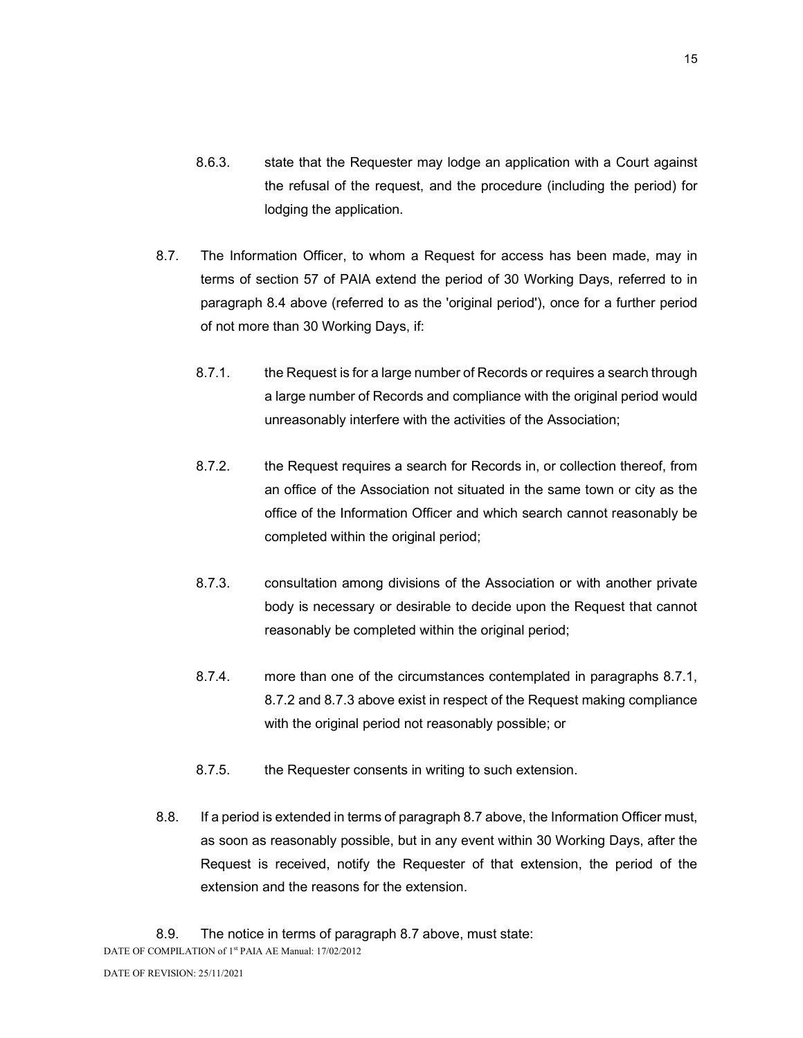8.6.3. state that the Requester may lodge an application with a Court against the refusal of the request, and the procedure (including the period) for lodging the application.

8.7. The Information Officer, to whom a Request for access has been made, may in terms of section 57 of PAIA extend the period of 30 Working Days, referred to in paragraph 8.4 above (referred to as the 'original period'), once for a further period of not more than 30 Working Days, if:

8.7.1. the Request is for a large number of Records or requires a search through a large number of Records and compliance with the original period would unreasonably interfere with the activities of the Association;

8.7.2. the Request requires a search for Records in, or collection thereof, from an office of the Association not situated in the same town or city as the office of the Information Officer and which search cannot reasonably be completed within the original period;

8.7.3. consultation among divisions of the Association or with another private body is necessary or desirable to decide upon the Request that cannot reasonably be completed within the original period;

8.7.4. more than one of the circumstances contemplated in paragraphs 8.7.1, 8.7.2 and 8.7.3 above exist in respect of the Request making compliance with the original period not reasonably possible; or

8.7.5. the Requester consents in writing to such extension.

8.8. If a period is extended in terms of paragraph 8.7 above, the Information Officer must, as soon as reasonably possible, but in any event within 30 Working Days, after the Request is received, notify the Requester of that extension, the period of the extension and the reasons for the extension.

8.9. The notice in terms of paragraph 8.7 above, must state: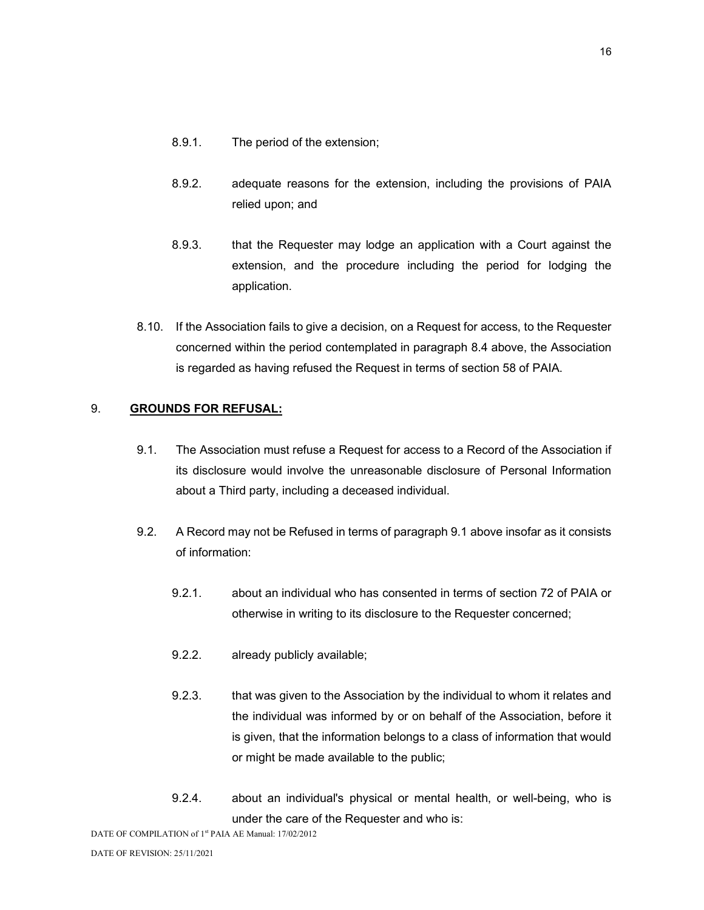8.9.1. The period of the extension;

8.9.2. adequate reasons for the extension, including the provisions of PAIA relied upon; and

8.9.3. that the Requester may lodge an application with a Court against the extension, and the procedure including the period for lodging the application.

8.10. If the Association fails to give a decision, on a Request for access, to the Requester concerned within the period contemplated in paragraph 8.4 above, the Association is regarded as having refused the Request in terms of section 58 of PAIA.

## 9. **GROUNDS FOR REFUSAL:**

9.1. The Association must refuse a Request for access to a Record of the Association if its disclosure would involve the unreasonable disclosure of Personal Information about a Third party, including a deceased individual.

9.2. A Record may not be Refused in terms of paragraph 9.1 above insofar as it consists of information:

9.2.1. about an individual who has consented in terms of section 72 of PAIA or otherwise in writing to its disclosure to the Requester concerned;

9.2.2. already publicly available;

9.2.3. that was given to the Association by the individual to whom it relates and the individual was informed by or on behalf of the Association, before it is given, that the information belongs to a class of information that would or might be made available to the public;

9.2.4. about an individual's physical or mental health, or well-being, who is under the care of the Requester and who is: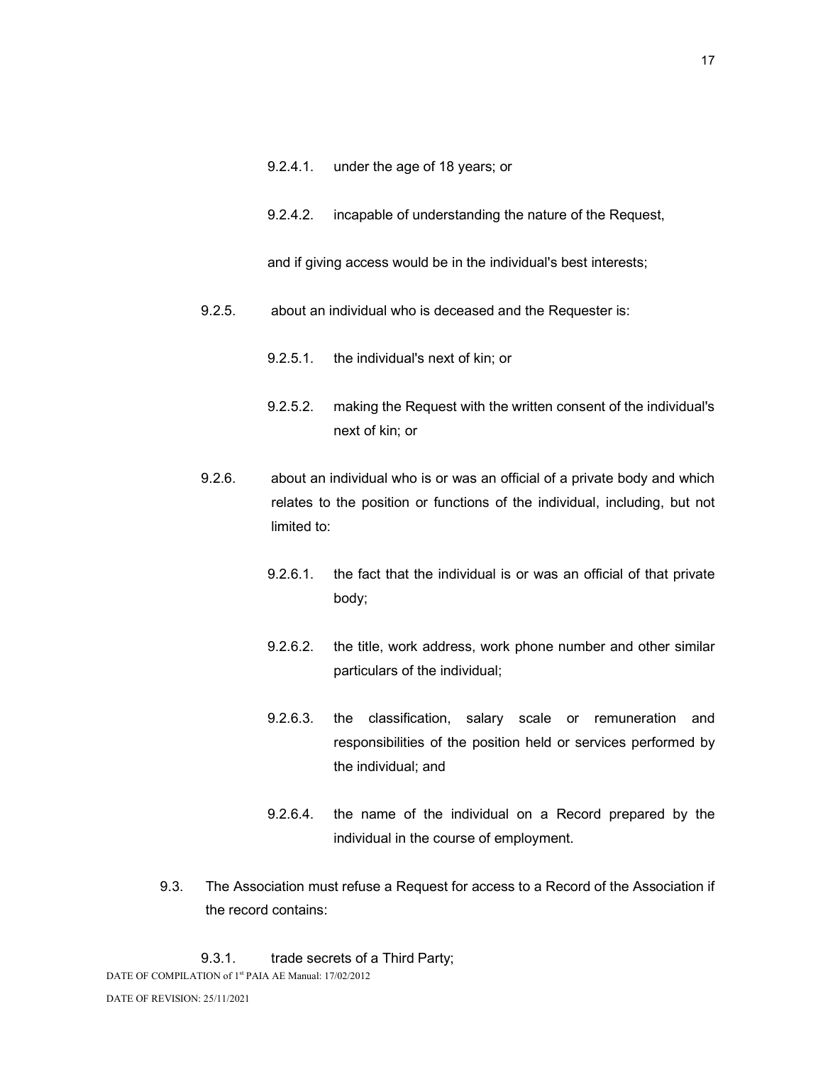9.2.4.1. under the age of 18 years; or

9.2.4.2. incapable of understanding the nature of the Request,

and if giving access would be in the individual's best interests;

9.2.5. about an individual who is deceased and the Requester is:

9.2.5.1. the individual's next of kin; or

9.2.5.2. making the Request with the written consent of the individual's next of kin; or

9.2.6. about an individual who is or was an official of a private body and which relates to the position or functions of the individual, including, but not limited to:

9.2.6.1. the fact that the individual is or was an official of that private body;

9.2.6.2. the title, work address, work phone number and other similar particulars of the individual;

9.2.6.3. the classification, salary scale or remuneration and responsibilities of the position held or services performed by the individual; and

9.2.6.4. the name of the individual on a Record prepared by the individual in the course of employment.

9.3. The Association must refuse a Request for access to a Record of the Association if the record contains:

9.3.1. trade secrets of a Third Party;

DATE OF COMPILATION of 1st PAIA AE Manual: 17/02/2012

DATE OF REVISION: 25/11/2021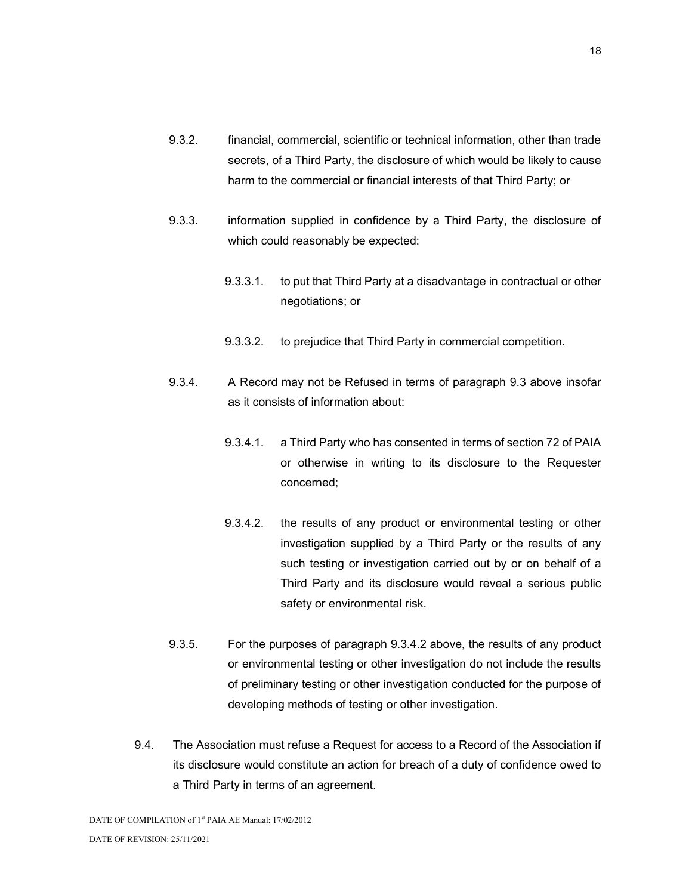9.3.2. financial, commercial, scientific or technical information, other than trade secrets, of a Third Party, the disclosure of which would be likely to cause harm to the commercial or financial interests of that Third Party; or

9.3.3. information supplied in confidence by a Third Party, the disclosure of which could reasonably be expected:

9.3.3.1. to put that Third Party at a disadvantage in contractual or other negotiations; or

9.3.3.2. to prejudice that Third Party in commercial competition.

9.3.4. A Record may not be Refused in terms of paragraph 9.3 above insofar as it consists of information about:

9.3.4.1. a Third Party who has consented in terms of section 72 of PAIA or otherwise in writing to its disclosure to the Requester concerned;

9.3.4.2. the results of any product or environmental testing or other investigation supplied by a Third Party or the results of any such testing or investigation carried out by or on behalf of a Third Party and its disclosure would reveal a serious public safety or environmental risk.

9.3.5. For the purposes of paragraph 9.3.4.2 above, the results of any product or environmental testing or other investigation do not include the results of preliminary testing or other investigation conducted for the purpose of developing methods of testing or other investigation.

9.4. The Association must refuse a Request for access to a Record of the Association if its disclosure would constitute an action for breach of a duty of confidence owed to a Third Party in terms of an agreement.

DATE OF COMPILATION of 1st PAIA AE Manual: 17/02/2012

DATE OF REVISION: 25/11/2021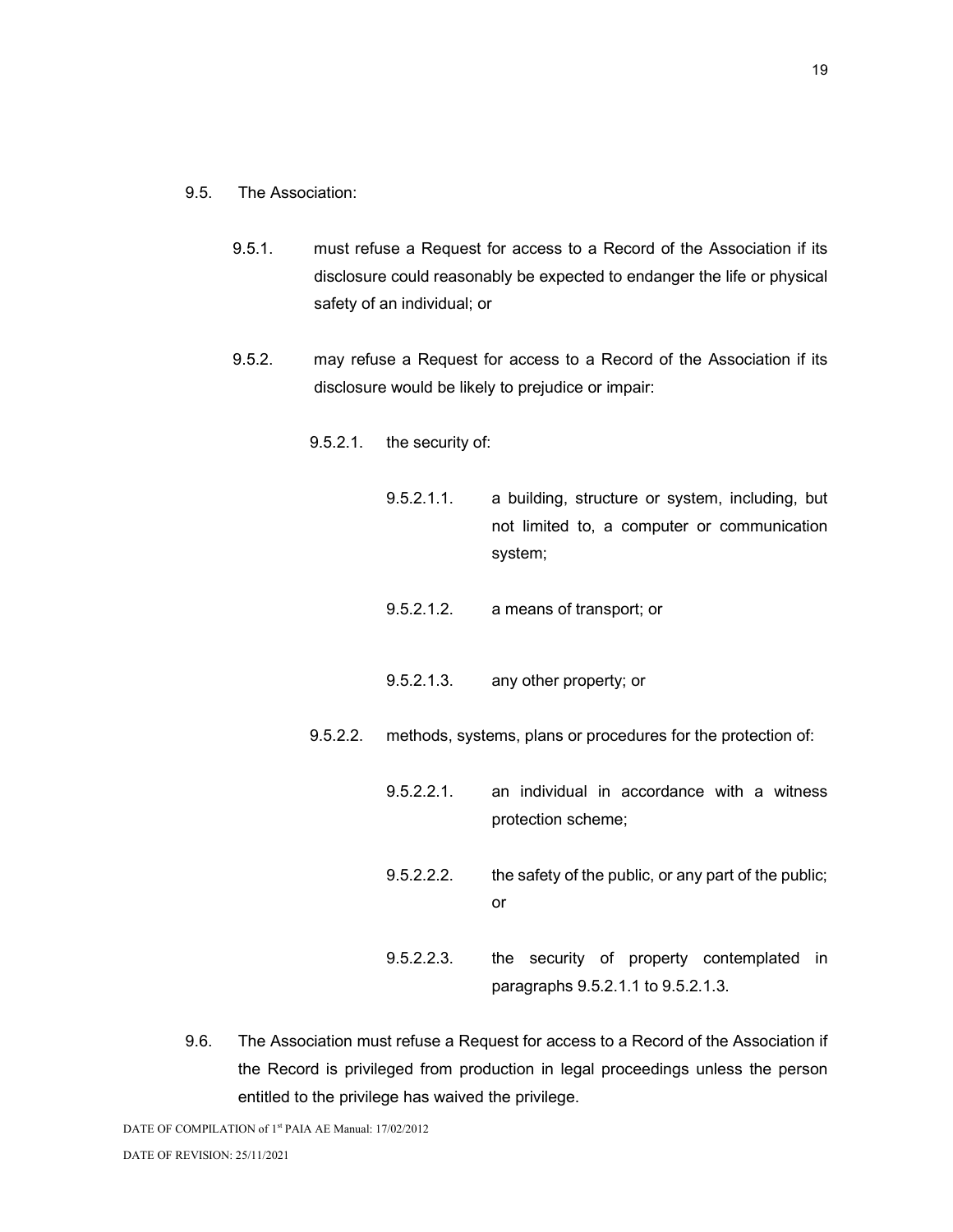9.5. The Association:

9.5.1. must refuse a Request for access to a Record of the Association if its disclosure could reasonably be expected to endanger the life or physical safety of an individual; or

9.5.2. may refuse a Request for access to a Record of the Association if its disclosure would be likely to prejudice or impair:

9.5.2.1. the security of:

9.5.2.1.1. a building, structure or system, including, but not limited to, a computer or communication system;

9.5.2.1.2. a means of transport; or

9.5.2.1.3. any other property; or

9.5.2.2. methods, systems, plans or procedures for the protection of:

9.5.2.2.1. an individual in accordance with a witness protection scheme;

9.5.2.2.2. the safety of the public, or any part of the public; or

9.5.2.2.3. the security of property contemplated in paragraphs 9.5.2.1.1 to 9.5.2.1.3.

9.6. The Association must refuse a Request for access to a Record of the Association if the Record is privileged from production in legal proceedings unless the person entitled to the privilege has waived the privilege.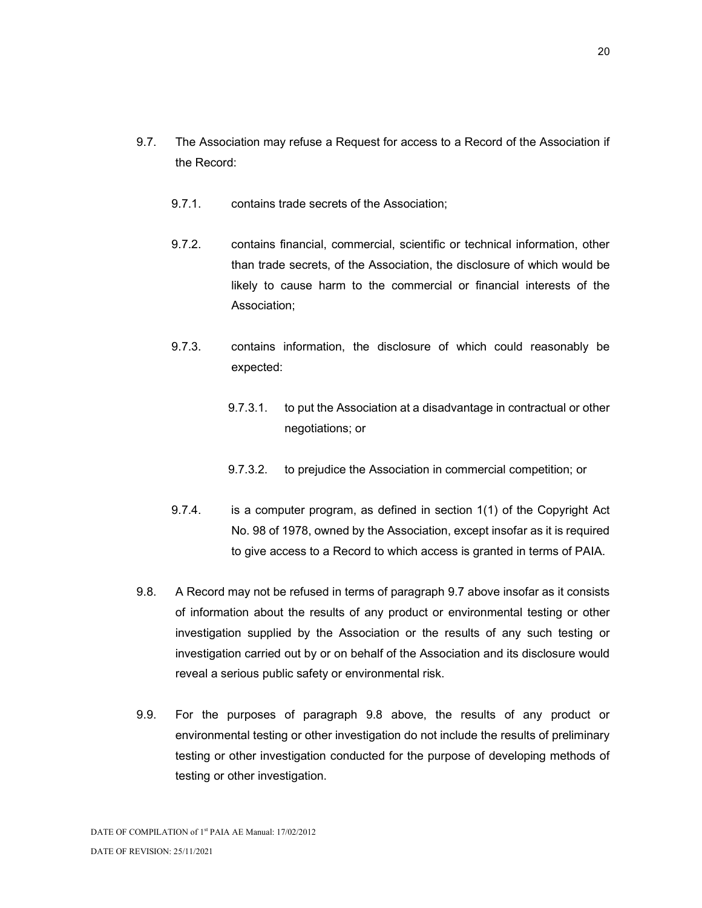9.7. The Association may refuse a Request for access to a Record of the Association if the Record:

9.7.1. contains trade secrets of the Association;

9.7.2. contains financial, commercial, scientific or technical information, other than trade secrets, of the Association, the disclosure of which would be likely to cause harm to the commercial or financial interests of the Association;

9.7.3. contains information, the disclosure of which could reasonably be expected:

9.7.3.1. to put the Association at a disadvantage in contractual or other negotiations; or

9.7.3.2. to prejudice the Association in commercial competition; or

9.7.4. is a computer program, as defined in section 1(1) of the Copyright Act No. 98 of 1978, owned by the Association, except insofar as it is required to give access to a Record to which access is granted in terms of PAIA.

9.8. A Record may not be refused in terms of paragraph 9.7 above insofar as it consists of information about the results of any product or environmental testing or other investigation supplied by the Association or the results of any such testing or investigation carried out by or on behalf of the Association and its disclosure would reveal a serious public safety or environmental risk.

9.9. For the purposes of paragraph 9.8 above, the results of any product or environmental testing or other investigation do not include the results of preliminary testing or other investigation conducted for the purpose of developing methods of testing or other investigation.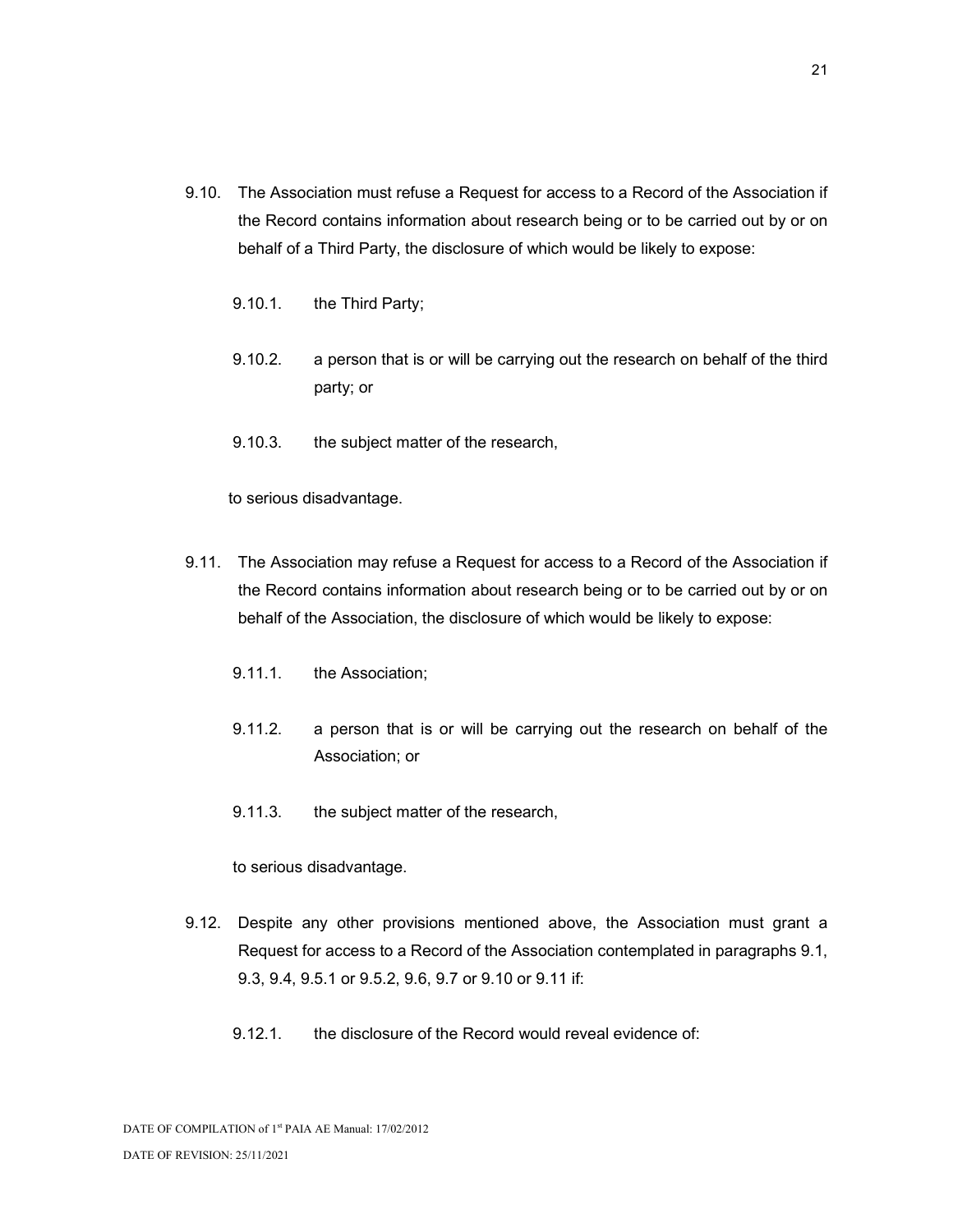9.10. The Association must refuse a Request for access to a Record of the Association if the Record contains information about research being or to be carried out by or on behalf of a Third Party, the disclosure of which would be likely to expose:

   9.10.1. the Third Party;

   9.10.2. a person that is or will be carrying out the research on behalf of the third party; or

   9.10.3. the subject matter of the research,

   to serious disadvantage.

9.11. The Association may refuse a Request for access to a Record of the Association if the Record contains information about research being or to be carried out by or on behalf of the Association, the disclosure of which would be likely to expose:

   9.11.1. the Association;

   9.11.2. a person that is or will be carrying out the research on behalf of the Association; or

   9.11.3. the subject matter of the research,

   to serious disadvantage.

9.12. Despite any other provisions mentioned above, the Association must grant a Request for access to a Record of the Association contemplated in paragraphs 9.1, 9.3, 9.4, 9.5.1 or 9.5.2, 9.6, 9.7 or 9.10 or 9.11 if:

   9.12.1. the disclosure of the Record would reveal evidence of:

DATE OF COMPILATION of 1st PAIA AE Manual: 17/02/2012

DATE OF REVISION: 25/11/2021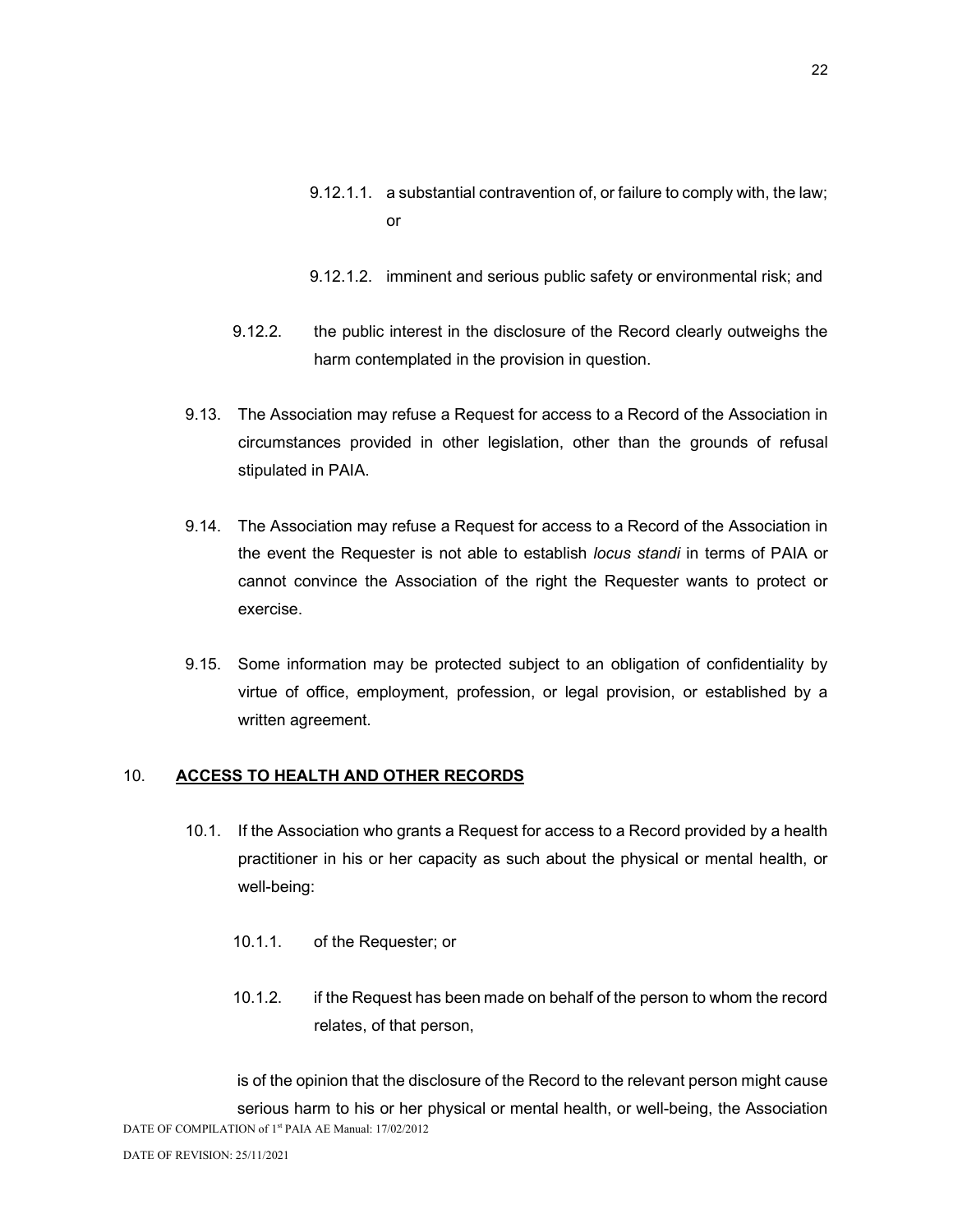9.12.1.1. a substantial contravention of, or failure to comply with, the law; or

9.12.1.2. imminent and serious public safety or environmental risk; and

9.12.2. the public interest in the disclosure of the Record clearly outweighs the harm contemplated in the provision in question.

9.13. The Association may refuse a Request for access to a Record of the Association in circumstances provided in other legislation, other than the grounds of refusal stipulated in PAIA.

9.14. The Association may refuse a Request for access to a Record of the Association in the event the Requester is not able to establish *locus standi* in terms of PAIA or cannot convince the Association of the right the Requester wants to protect or exercise.

9.15. Some information may be protected subject to an obligation of confidentiality by virtue of office, employment, profession, or legal provision, or established by a written agreement.

## 10. **ACCESS TO HEALTH AND OTHER RECORDS**

10.1. If the Association who grants a Request for access to a Record provided by a health practitioner in his or her capacity as such about the physical or mental health, or well-being:

10.1.1. of the Requester; or

10.1.2. if the Request has been made on behalf of the person to whom the record relates, of that person,

is of the opinion that the disclosure of the Record to the relevant person might cause serious harm to his or her physical or mental health, or well-being, the Association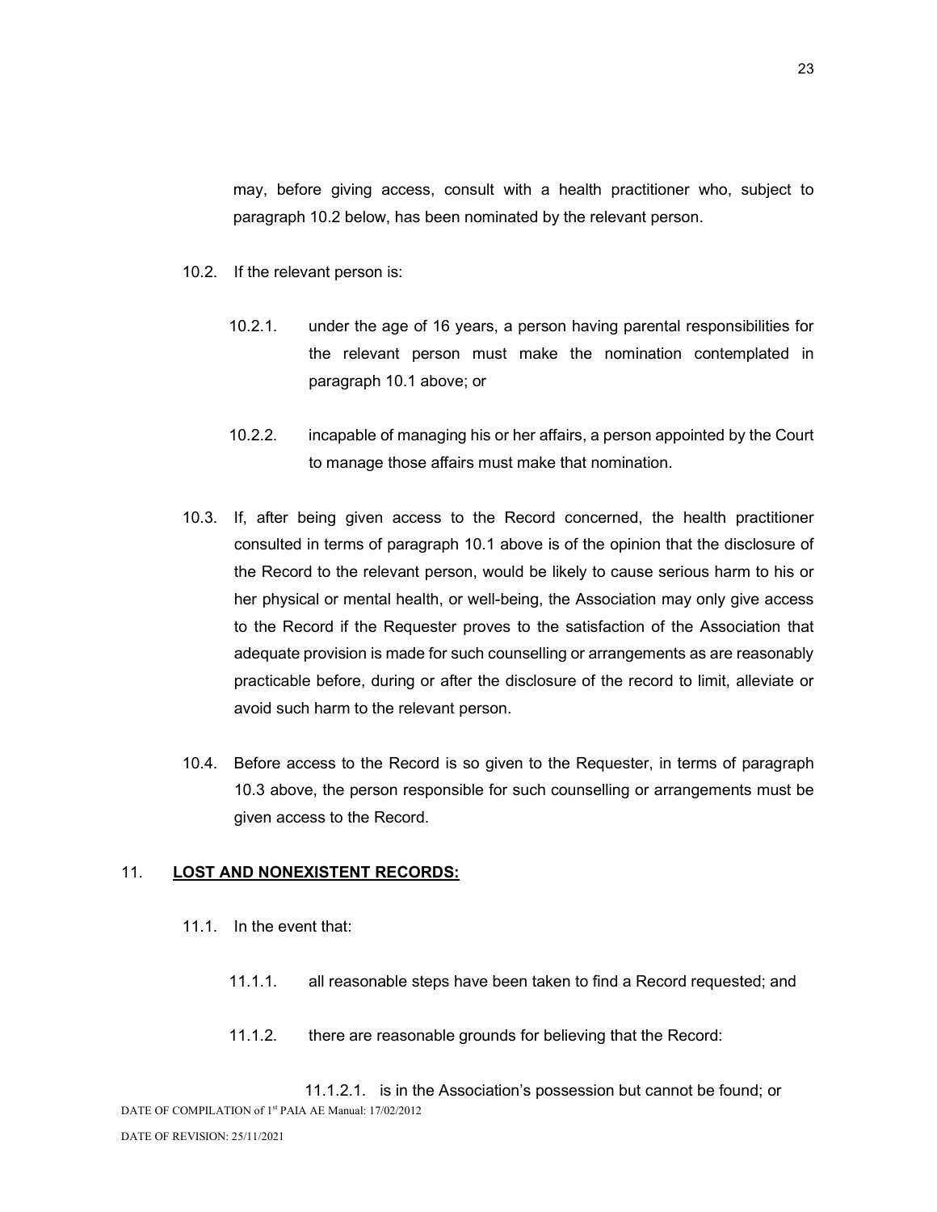may, before giving access, consult with a health practitioner who, subject to paragraph 10.2 below, has been nominated by the relevant person.

10.2. If the relevant person is:

10.2.1. under the age of 16 years, a person having parental responsibilities for the relevant person must make the nomination contemplated in paragraph 10.1 above; or

10.2.2. incapable of managing his or her affairs, a person appointed by the Court to manage those affairs must make that nomination.

10.3. If, after being given access to the Record concerned, the health practitioner consulted in terms of paragraph 10.1 above is of the opinion that the disclosure of the Record to the relevant person, would be likely to cause serious harm to his or her physical or mental health, or well-being, the Association may only give access to the Record if the Requester proves to the satisfaction of the Association that adequate provision is made for such counselling or arrangements as are reasonably practicable before, during or after the disclosure of the record to limit, alleviate or avoid such harm to the relevant person.

10.4. Before access to the Record is so given to the Requester, in terms of paragraph 10.3 above, the person responsible for such counselling or arrangements must be given access to the Record.

## 11. **<u>LOST AND NONEXISTENT RECORDS:</u>**

11.1. In the event that:

11.1.1. all reasonable steps have been taken to find a Record requested; and

11.1.2. there are reasonable grounds for believing that the Record:

11.1.2.1. is in the Association's possession but cannot be found; or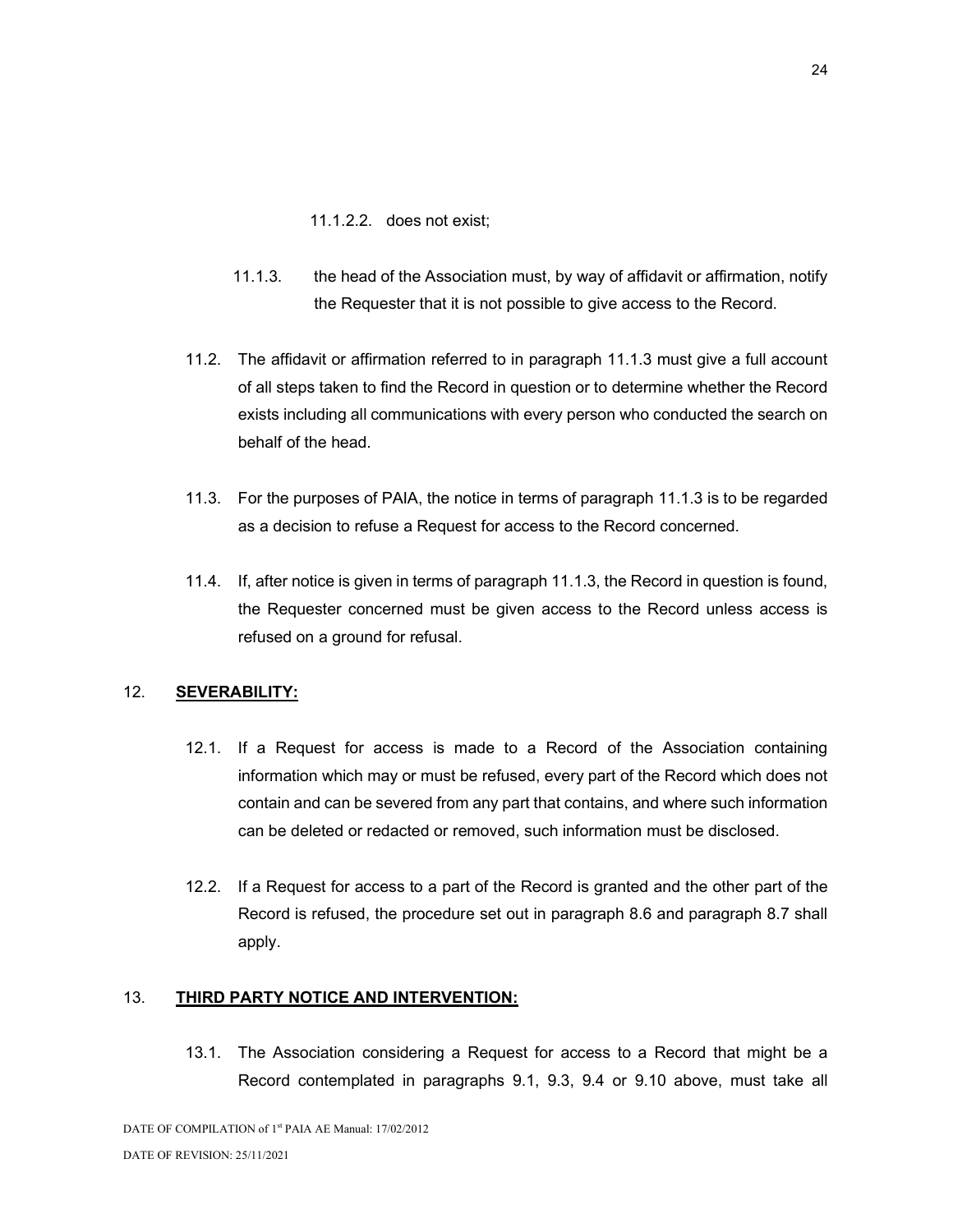11.1.2.2. does not exist;

11.1.3. the head of the Association must, by way of affidavit or affirmation, notify the Requester that it is not possible to give access to the Record.

11.2. The affidavit or affirmation referred to in paragraph 11.1.3 must give a full account of all steps taken to find the Record in question or to determine whether the Record exists including all communications with every person who conducted the search on behalf of the head.

11.3. For the purposes of PAIA, the notice in terms of paragraph 11.1.3 is to be regarded as a decision to refuse a Request for access to the Record concerned.

11.4. If, after notice is given in terms of paragraph 11.1.3, the Record in question is found, the Requester concerned must be given access to the Record unless access is refused on a ground for refusal.

## 12. **SEVERABILITY:**

12.1. If a Request for access is made to a Record of the Association containing information which may or must be refused, every part of the Record which does not contain and can be severed from any part that contains, and where such information can be deleted or redacted or removed, such information must be disclosed.

12.2. If a Request for access to a part of the Record is granted and the other part of the Record is refused, the procedure set out in paragraph 8.6 and paragraph 8.7 shall apply.

## 13. **THIRD PARTY NOTICE AND INTERVENTION:**

13.1. The Association considering a Request for access to a Record that might be a Record contemplated in paragraphs 9.1, 9.3, 9.4 or 9.10 above, must take all

DATE OF COMPILATION of 1st PAIA AE Manual: 17/02/2012

DATE OF REVISION: 25/11/2021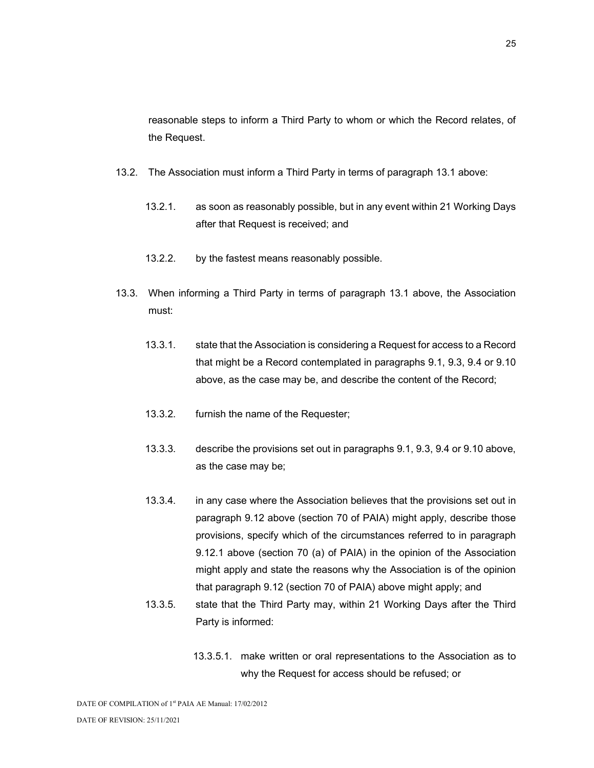reasonable steps to inform a Third Party to whom or which the Record relates, of the Request.

13.2. The Association must inform a Third Party in terms of paragraph 13.1 above:

13.2.1. as soon as reasonably possible, but in any event within 21 Working Days after that Request is received; and

13.2.2. by the fastest means reasonably possible.

13.3. When informing a Third Party in terms of paragraph 13.1 above, the Association must:

13.3.1. state that the Association is considering a Request for access to a Record that might be a Record contemplated in paragraphs 9.1, 9.3, 9.4 or 9.10 above, as the case may be, and describe the content of the Record;

13.3.2. furnish the name of the Requester;

13.3.3. describe the provisions set out in paragraphs 9.1, 9.3, 9.4 or 9.10 above, as the case may be;

13.3.4. in any case where the Association believes that the provisions set out in paragraph 9.12 above (section 70 of PAIA) might apply, describe those provisions, specify which of the circumstances referred to in paragraph 9.12.1 above (section 70 (a) of PAIA) in the opinion of the Association might apply and state the reasons why the Association is of the opinion that paragraph 9.12 (section 70 of PAIA) above might apply; and

13.3.5. state that the Third Party may, within 21 Working Days after the Third Party is informed:

13.3.5.1. make written or oral representations to the Association as to why the Request for access should be refused; or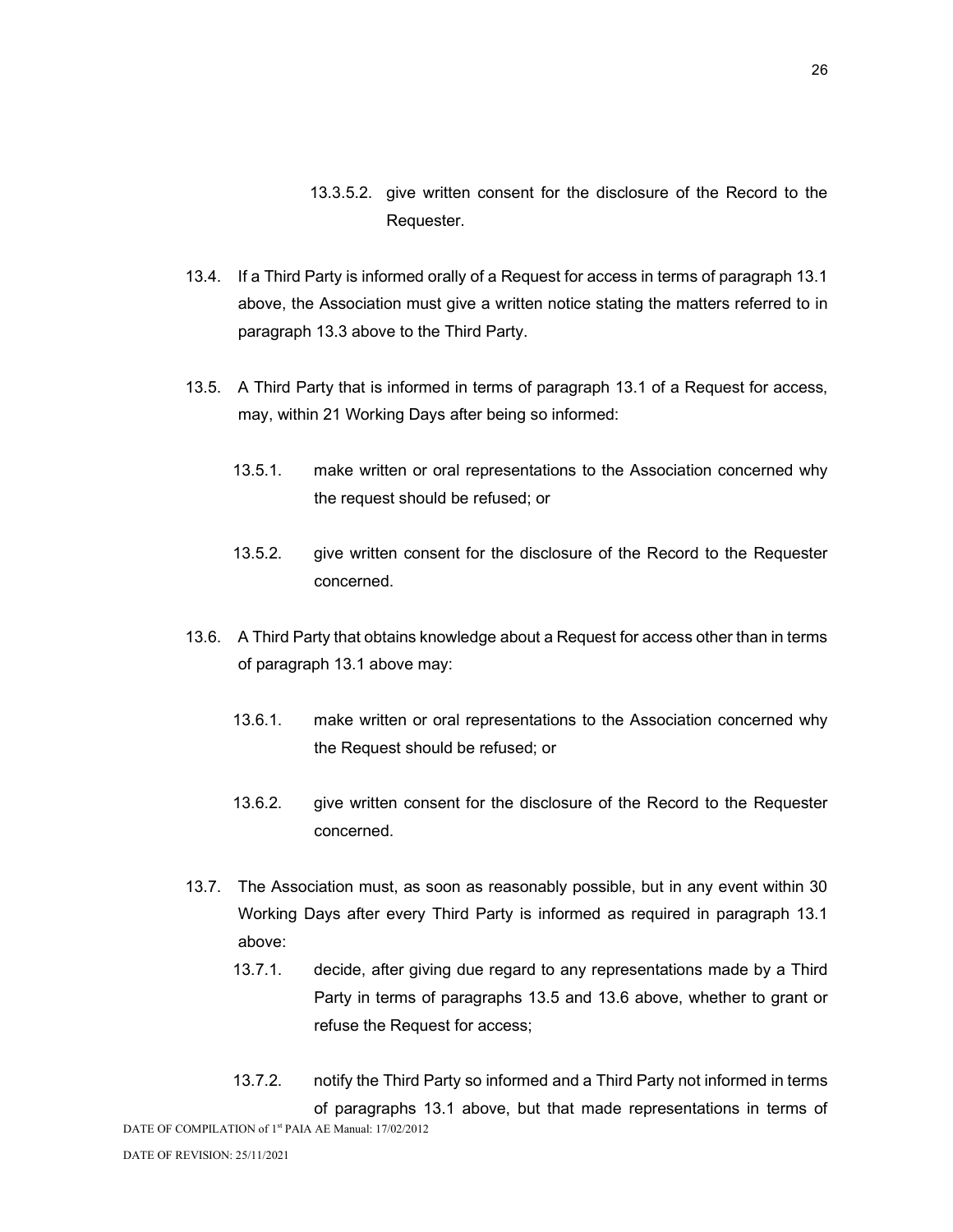13.3.5.2. give written consent for the disclosure of the Record to the Requester.

13.4. If a Third Party is informed orally of a Request for access in terms of paragraph 13.1 above, the Association must give a written notice stating the matters referred to in paragraph 13.3 above to the Third Party.

13.5. A Third Party that is informed in terms of paragraph 13.1 of a Request for access, may, within 21 Working Days after being so informed:

13.5.1. make written or oral representations to the Association concerned why the request should be refused; or

13.5.2. give written consent for the disclosure of the Record to the Requester concerned.

13.6. A Third Party that obtains knowledge about a Request for access other than in terms of paragraph 13.1 above may:

13.6.1. make written or oral representations to the Association concerned why the Request should be refused; or

13.6.2. give written consent for the disclosure of the Record to the Requester concerned.

13.7. The Association must, as soon as reasonably possible, but in any event within 30 Working Days after every Third Party is informed as required in paragraph 13.1 above:

13.7.1. decide, after giving due regard to any representations made by a Third Party in terms of paragraphs 13.5 and 13.6 above, whether to grant or refuse the Request for access;

13.7.2. notify the Third Party so informed and a Third Party not informed in terms of paragraphs 13.1 above, but that made representations in terms of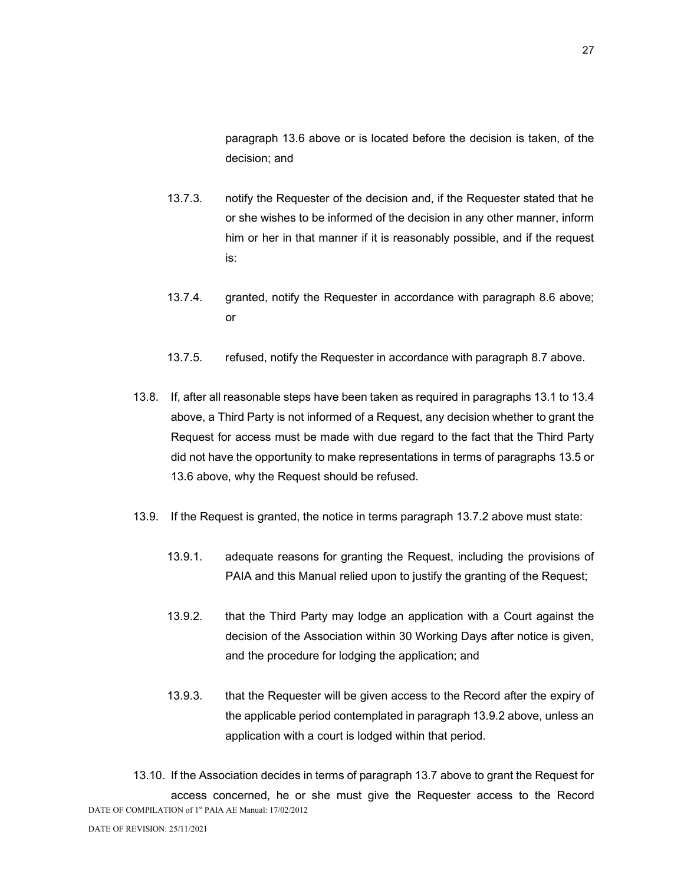paragraph 13.6 above or is located before the decision is taken, of the decision; and

13.7.3. notify the Requester of the decision and, if the Requester stated that he or she wishes to be informed of the decision in any other manner, inform him or her in that manner if it is reasonably possible, and if the request is:

13.7.4. granted, notify the Requester in accordance with paragraph 8.6 above; or

13.7.5. refused, notify the Requester in accordance with paragraph 8.7 above.

13.8. If, after all reasonable steps have been taken as required in paragraphs 13.1 to 13.4 above, a Third Party is not informed of a Request, any decision whether to grant the Request for access must be made with due regard to the fact that the Third Party did not have the opportunity to make representations in terms of paragraphs 13.5 or 13.6 above, why the Request should be refused.

13.9. If the Request is granted, the notice in terms paragraph 13.7.2 above must state:

13.9.1. adequate reasons for granting the Request, including the provisions of PAIA and this Manual relied upon to justify the granting of the Request;

13.9.2. that the Third Party may lodge an application with a Court against the decision of the Association within 30 Working Days after notice is given, and the procedure for lodging the application; and

13.9.3. that the Requester will be given access to the Record after the expiry of the applicable period contemplated in paragraph 13.9.2 above, unless an application with a court is lodged within that period.

13.10. If the Association decides in terms of paragraph 13.7 above to grant the Request for access concerned, he or she must give the Requester access to the Record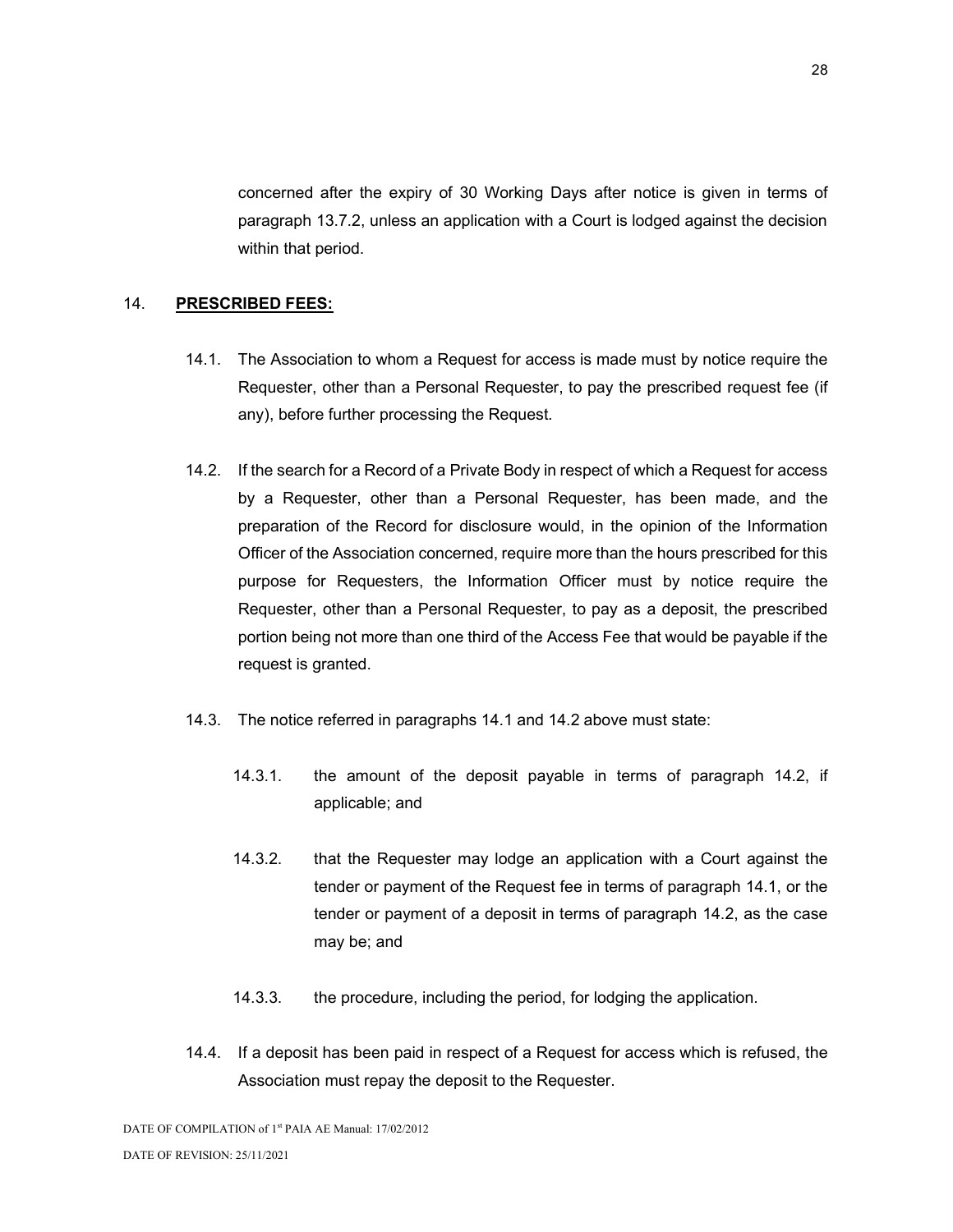concerned after the expiry of 30 Working Days after notice is given in terms of paragraph 13.7.2, unless an application with a Court is lodged against the decision within that period.

## 14. PRESCRIBED FEES:

14.1. The Association to whom a Request for access is made must by notice require the Requester, other than a Personal Requester, to pay the prescribed request fee (if any), before further processing the Request.

14.2. If the search for a Record of a Private Body in respect of which a Request for access by a Requester, other than a Personal Requester, has been made, and the preparation of the Record for disclosure would, in the opinion of the Information Officer of the Association concerned, require more than the hours prescribed for this purpose for Requesters, the Information Officer must by notice require the Requester, other than a Personal Requester, to pay as a deposit, the prescribed portion being not more than one third of the Access Fee that would be payable if the request is granted.

14.3. The notice referred in paragraphs 14.1 and 14.2 above must state:

14.3.1. the amount of the deposit payable in terms of paragraph 14.2, if applicable; and

14.3.2. that the Requester may lodge an application with a Court against the tender or payment of the Request fee in terms of paragraph 14.1, or the tender or payment of a deposit in terms of paragraph 14.2, as the case may be; and

14.3.3. the procedure, including the period, for lodging the application.

14.4. If a deposit has been paid in respect of a Request for access which is refused, the Association must repay the deposit to the Requester.

DATE OF COMPILATION of 1st PAIA AE Manual: 17/02/2012

DATE OF REVISION: 25/11/2021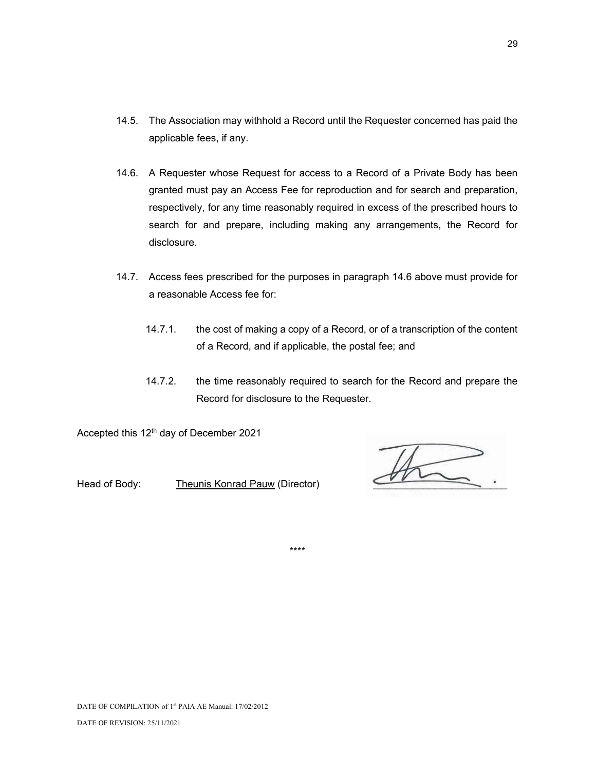14.5. The Association may withhold a Record until the Requester concerned has paid the applicable fees, if any.

14.6. A Requester whose Request for access to a Record of a Private Body has been granted must pay an Access Fee for reproduction and for search and preparation, respectively, for any time reasonably required in excess of the prescribed hours to search for and prepare, including making any arrangements, the Record for disclosure.

14.7. Access fees prescribed for the purposes in paragraph 14.6 above must provide for a reasonable Access fee for:

14.7.1. the cost of making a copy of a Record, or of a transcription of the content of a Record, and if applicable, the postal fee; and

14.7.2. the time reasonably required to search for the Record and prepare the Record for disclosure to the Requester.

Accepted this 12th day of December 2021

Head of Body: Theunis Konrad Pauw (Director) \_\_\_\_\_\_\_\_\_\_\_\_\_\_\_\_\_\_\_\_

\*\*\*\*

DATE OF COMPILATION of 1st PAIA AE Manual: 17/02/2012

DATE OF REVISION: 25/11/2021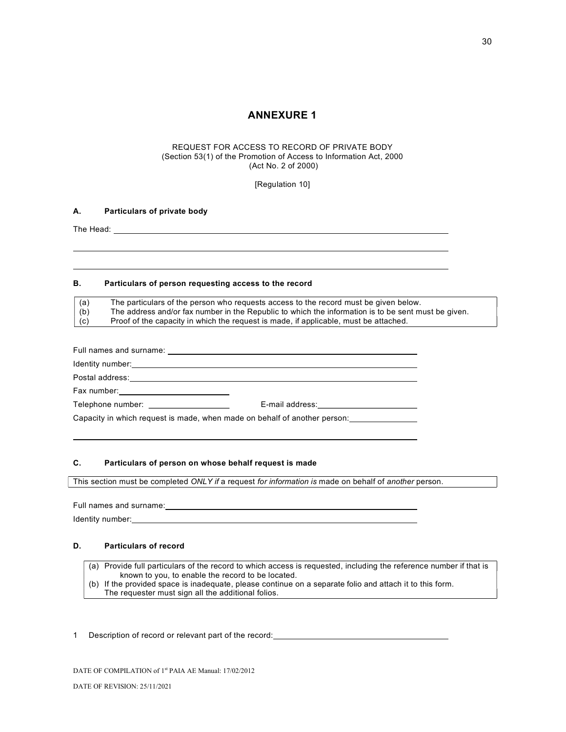# ANNEXURE 1

REQUEST FOR ACCESS TO RECORD OF PRIVATE BODY
(Section 53(1) of the Promotion of Access to Information Act, 2000
(Act No. 2 of 2000)

[Regulation 10]

### A. Particulars of private body

The Head: ______________________________________________________________

______________________________________________________________

______________________________________________________________

### B. Particulars of person requesting access to the record

| | |
|---|---|
| (a) | The particulars of the person who requests access to the record must be given below. |
| (b) | The address and/or fax number in the Republic to which the information is to be sent must be given. |
| (c) | Proof of the capacity in which the request is made, if applicable, must be attached. |

Full names and surname: ______________________________________________

Identity number: ______________________________________________

Postal address: ______________________________________________

Fax number: ____________________

Telephone number: ____________________ E-mail address: ____________________

Capacity in which request is made, when made on behalf of another person: ______________

______________________________________________________________

### C. Particulars of person on whose behalf request is made

This section must be completed *ONLY if* a request *for information is* made on behalf of *another* person.

Full names and surname: ______________________________________________

Identity number: ______________________________________________

### D. Particulars of record

(a) Provide full particulars of the record to which access is requested, including the reference number if that is known to you, to enable the record to be located.
(b) If the provided space is inadequate, please continue on a separate folio and attach it to this form. The requester must sign all the additional folios.

1 Description of record or relevant part of the record: ______________________________

DATE OF COMPILATION of 1st PAIA AE Manual: 17/02/2012

DATE OF REVISION: 25/11/2021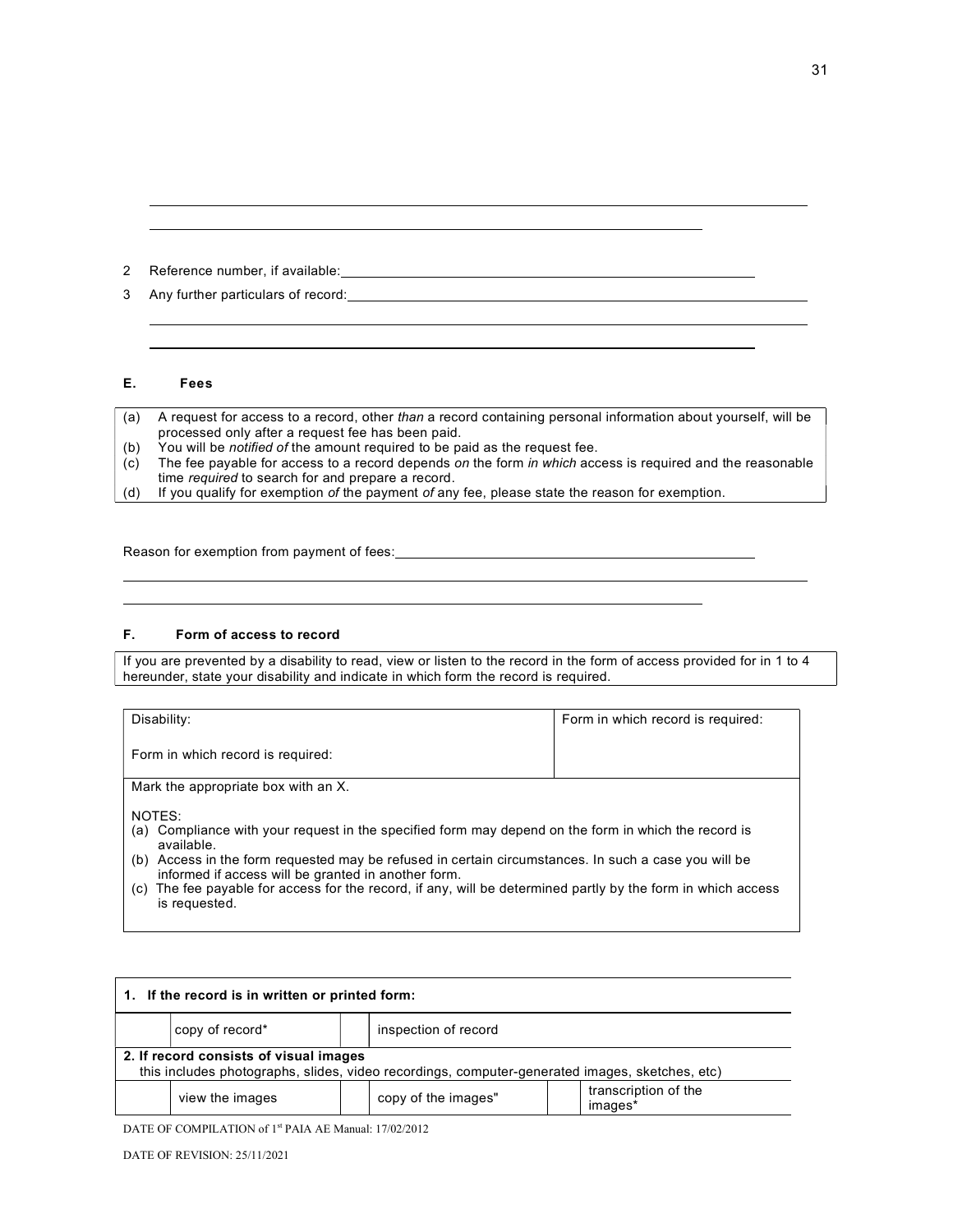2 Reference number, if available: ______________________________

3 Any further particulars of record: ______________________________

**E. Fees**

| |
|---|
| (a) A request for access to a record, other *than* a record containing personal information about yourself, will be processed only after a request fee has been paid. |
| (b) You will be *notified of* the amount required to be paid as the request fee. |
| (c) The fee payable for access to a record depends *on* the form *in which* access is required and the reasonable time *required* to search for and prepare a record. |
| (d) If you qualify for exemption *of* the payment *of* any fee, please state the reason for exemption. |

Reason for exemption from payment of fees: ______________________________

**F. Form of access to record**

| |
|---|
| If you are prevented by a disability to read, view or listen to the record in the form of access provided for in 1 to 4 hereunder, state your disability and indicate in which form the record is required. |

| Disability:<br><br>Form in which record is required: | Form in which record is required: |
|---|---|
| Mark the appropriate box with an X.<br><br>NOTES:<br>(a) Compliance with your request in the specified form may depend on the form in which the record is available.<br>(b) Access in the form requested may be refused in certain circumstances. In such a case you will be informed if access will be granted in another form.<br>(c) The fee payable for access for the record, if any, will be determined partly by the form in which access is requested. | |

| **1. If the record is in written or printed form:** | | | | | |
|---|---|---|---|---|---|
| | copy of record* | | inspection of record | | |
| **2. If record consists of visual images**<br>this includes photographs, slides, video recordings, computer-generated images, sketches, etc) | | | | | |
| | view the images | | copy of the images" | | transcription of the images* |

DATE OF COMPILATION of 1st PAIA AE Manual: 17/02/2012

DATE OF REVISION: 25/11/2021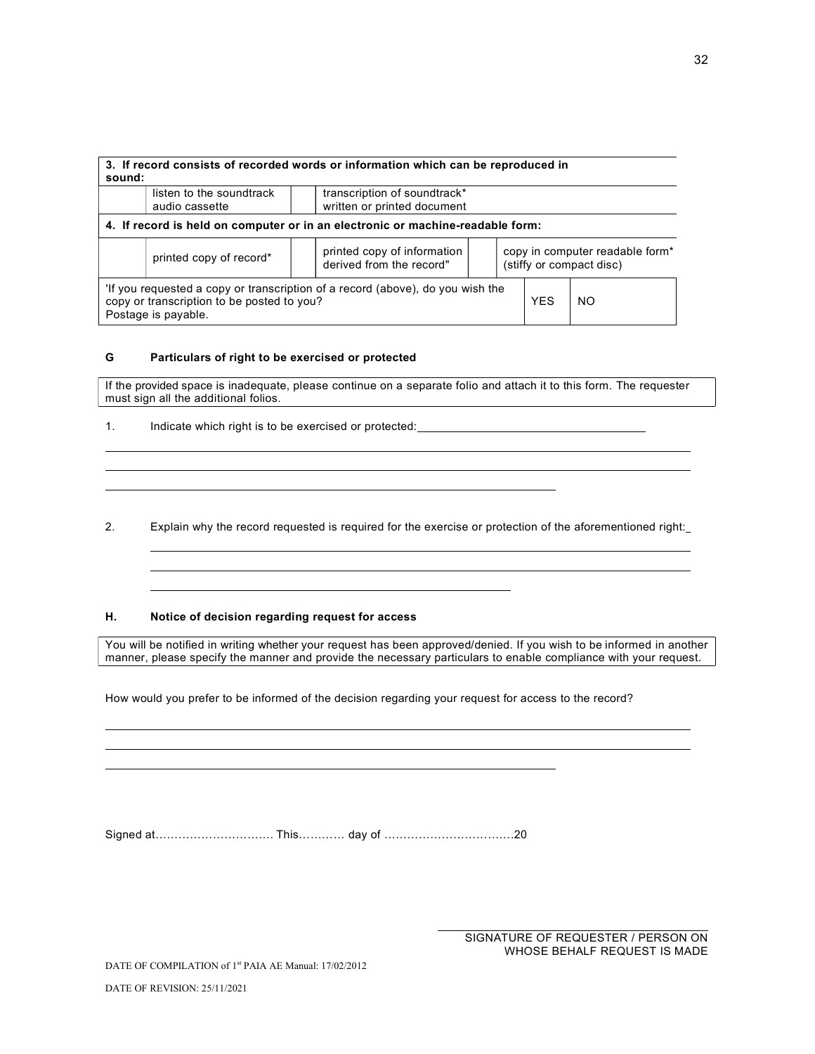| 3. If record consists of recorded words or information which can be reproduced in sound: | | | |
|---|---|---|---|
| | listen to the soundtrack audio cassette | | transcription of soundtrack* written or printed document |

| 4. If record is held on computer or in an electronic or machine-readable form: | | | | | |
|---|---|---|---|---|---|
| | printed copy of record* | | printed copy of information derived from the record" | | copy in computer readable form* (stiffy or compact disc) |

| 'If you requested a copy or transcription of a record (above), do you wish the copy or transcription to be posted to you? Postage is payable. | YES | NO |
|---|---|---|

**G Particulars of right to be exercised or protected**

If the provided space is inadequate, please continue on a separate folio and attach it to this form. The requester must sign all the additional folios.

1. Indicate which right is to be exercised or protected: ____________________________________

______________________________________________________________________________

______________________________________________________________________________

______________________________________________________________

2. Explain why the record requested is required for the exercise or protection of the aforementioned right: _

______________________________________________________________________________

______________________________________________________________________________

____________________________________________________

**H. Notice of decision regarding request for access**

You will be notified in writing whether your request has been approved/denied. If you wish to be informed in another manner, please specify the manner and provide the necessary particulars to enable compliance with your request.

How would you prefer to be informed of the decision regarding your request for access to the record?

______________________________________________________________________________

______________________________________________________________________________

______________________________________________________________

Signed at…………………………. This………… day of ……………………………20

_______________________________

SIGNATURE OF REQUESTER / PERSON ON WHOSE BEHALF REQUEST IS MADE

DATE OF COMPILATION of 1st PAIA AE Manual: 17/02/2012

DATE OF REVISION: 25/11/2021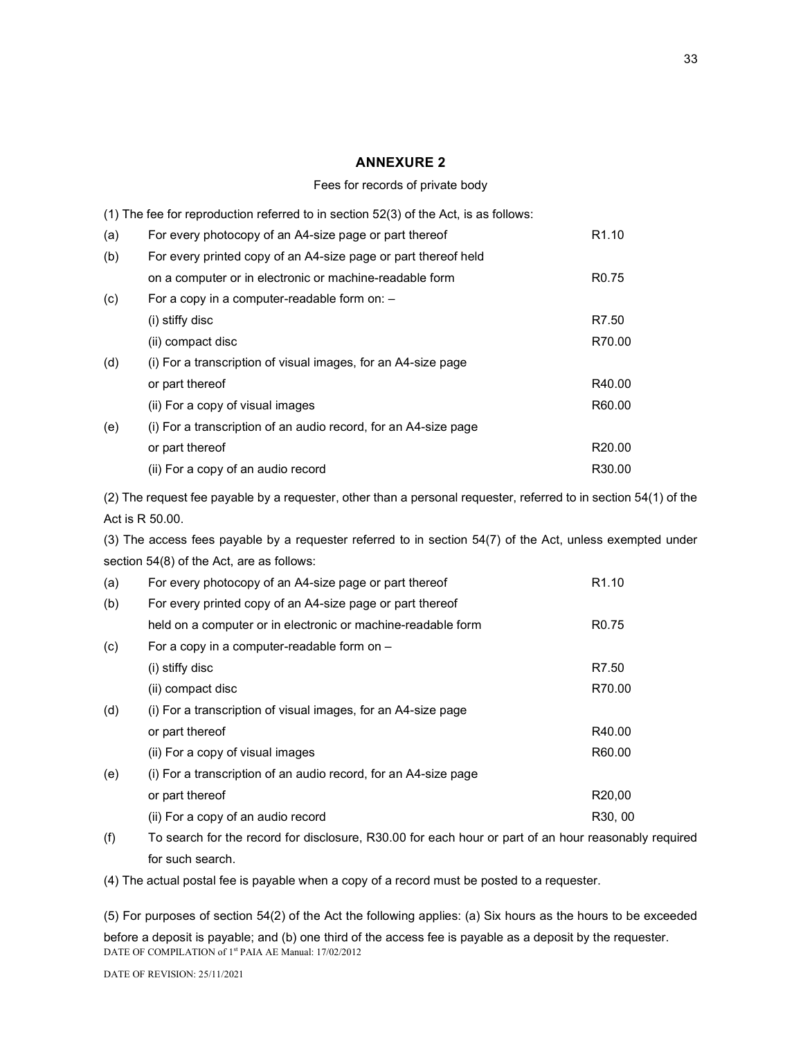## ANNEXURE 2

Fees for records of private body

(1) The fee for reproduction referred to in section 52(3) of the Act, is as follows:

| | | |
|---|---|---|
| (a) | For every photocopy of an A4-size page or part thereof | R1.10 |
| (b) | For every printed copy of an A4-size page or part thereof held on a computer or in electronic or machine-readable form | R0.75 |
| (c) | For a copy in a computer-readable form on: – | |
| | (i) stiffy disc | R7.50 |
| | (ii) compact disc | R70.00 |
| (d) | (i) For a transcription of visual images, for an A4-size page or part thereof | R40.00 |
| | (ii) For a copy of visual images | R60.00 |
| (e) | (i) For a transcription of an audio record, for an A4-size page or part thereof | R20.00 |
| | (ii) For a copy of an audio record | R30.00 |

(2) The request fee payable by a requester, other than a personal requester, referred to in section 54(1) of the Act is R 50.00.

(3) The access fees payable by a requester referred to in section 54(7) of the Act, unless exempted under section 54(8) of the Act, are as follows:

| | | |
|---|---|---|
| (a) | For every photocopy of an A4-size page or part thereof | R1.10 |
| (b) | For every printed copy of an A4-size page or part thereof held on a computer or in electronic or machine-readable form | R0.75 |
| (c) | For a copy in a computer-readable form on – | |
| | (i) stiffy disc | R7.50 |
| | (ii) compact disc | R70.00 |
| (d) | (i) For a transcription of visual images, for an A4-size page or part thereof | R40.00 |
| | (ii) For a copy of visual images | R60.00 |
| (e) | (i) For a transcription of an audio record, for an A4-size page or part thereof | R20,00 |
| | (ii) For a copy of an audio record | R30, 00 |
| (f) | To search for the record for disclosure, R30.00 for each hour or part of an hour reasonably required for such search. | |

(4) The actual postal fee is payable when a copy of a record must be posted to a requester.

(5) For purposes of section 54(2) of the Act the following applies: (a) Six hours as the hours to be exceeded before a deposit is payable; and (b) one third of the access fee is payable as a deposit by the requester.

DATE OF COMPILATION of 1st PAIA AE Manual: 17/02/2012

DATE OF REVISION: 25/11/2021